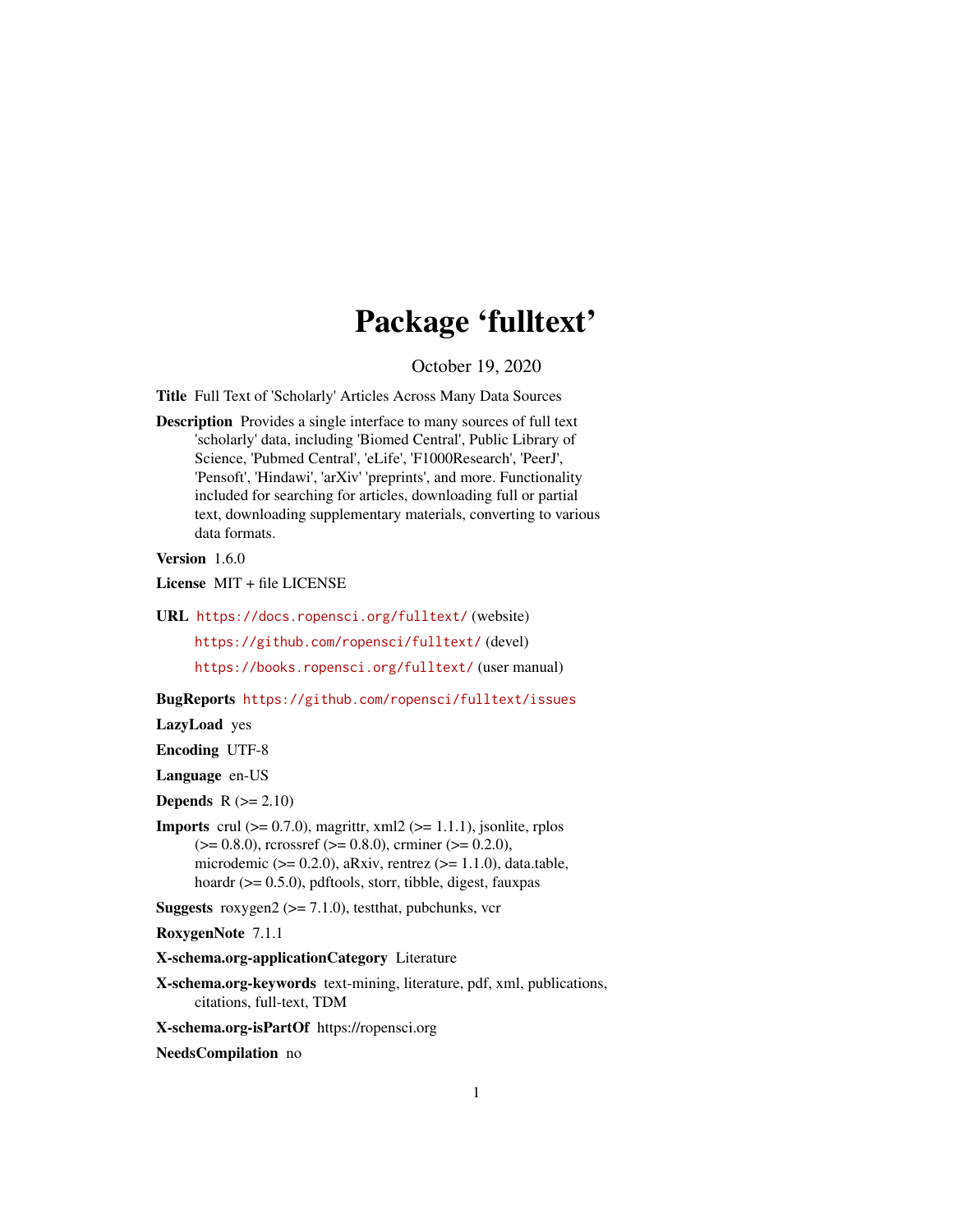# Package 'fulltext'

October 19, 2020

**Title** Full Text of 'Scholarly' Articles Across Many Data Sources

**Description** Provides a single interface to many sources of full text 'scholarly' data, including 'Biomed Central', Public Library of Science, 'Pubmed Central', 'eLife', 'F1000Research', 'PeerJ', 'Pensoft', 'Hindawi', 'arXiv' 'preprints', and more. Functionality included for searching for articles, downloading full or partial text, downloading supplementary materials, converting to various data formats.

**Version** 1.6.0

**License** MIT + file LICENSE

**URL** https://docs.ropensci.org/fulltext/ (website)
https://github.com/ropensci/fulltext/ (devel)
https://books.ropensci.org/fulltext/ (user manual)

**BugReports** https://github.com/ropensci/fulltext/issues

**LazyLoad** yes

**Encoding** UTF-8

**Language** en-US

**Depends** R (>= 2.10)

**Imports** crul (>= 0.7.0), magrittr, xml2 (>= 1.1.1), jsonlite, rplos (>= 0.8.0), rcrossref (>= 0.8.0), crminer (>= 0.2.0), microdemic (>= 0.2.0), aRxiv, rentrez (>= 1.1.0), data.table, hoardr (>= 0.5.0), pdftools, storr, tibble, digest, fauxpas

**Suggests** roxygen2 (>= 7.1.0), testthat, pubchunks, vcr

**RoxygenNote** 7.1.1

**X-schema.org-applicationCategory** Literature

**X-schema.org-keywords** text-mining, literature, pdf, xml, publications, citations, full-text, TDM

**X-schema.org-isPartOf** https://ropensci.org

**NeedsCompilation** no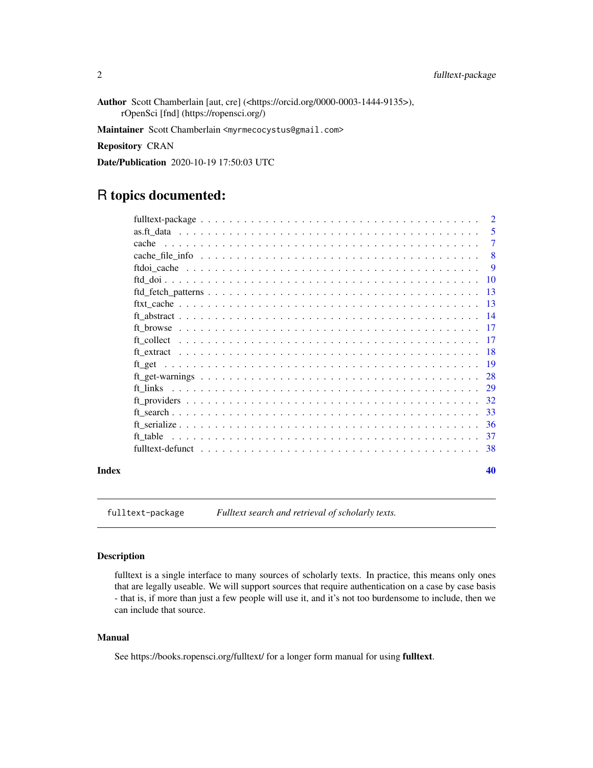**Author** Scott Chamberlain [aut, cre] (<https://orcid.org/0000-0003-1444-9135>), rOpenSci [fnd] (https://ropensci.org/)

**Maintainer** Scott Chamberlain <myrmecocystus@gmail.com>

**Repository** CRAN

**Date/Publication** 2020-10-19 17:50:03 UTC

# R topics documented:

| | |
|---|---|
| fulltext-package | 2 |
| as.ft_data | 5 |
| cache | 7 |
| cache_file_info | 8 |
| ftdoi_cache | 9 |
| ftd_doi | 10 |
| ftd_fetch_patterns | 13 |
| ftxt_cache | 13 |
| ft_abstract | 14 |
| ft_browse | 17 |
| ft_collect | 17 |
| ft_extract | 18 |
| ft_get | 19 |
| ft_get-warnings | 28 |
| ft_links | 29 |
| ft_providers | 32 |
| ft_search | 33 |
| ft_serialize | 36 |
| ft_table | 37 |
| fulltext-defunct | 38 |
| **Index** | **40** |

---

`fulltext-package` *Fulltext search and retrieval of scholarly texts.*

---

### Description

fulltext is a single interface to many sources of scholarly texts. In practice, this means only ones that are legally useable. We will support sources that require authentication on a case by case basis - that is, if more than just a few people will use it, and it's not too burdensome to include, then we can include that source.

### Manual

See https://books.ropensci.org/fulltext/ for a longer form manual for using **fulltext**.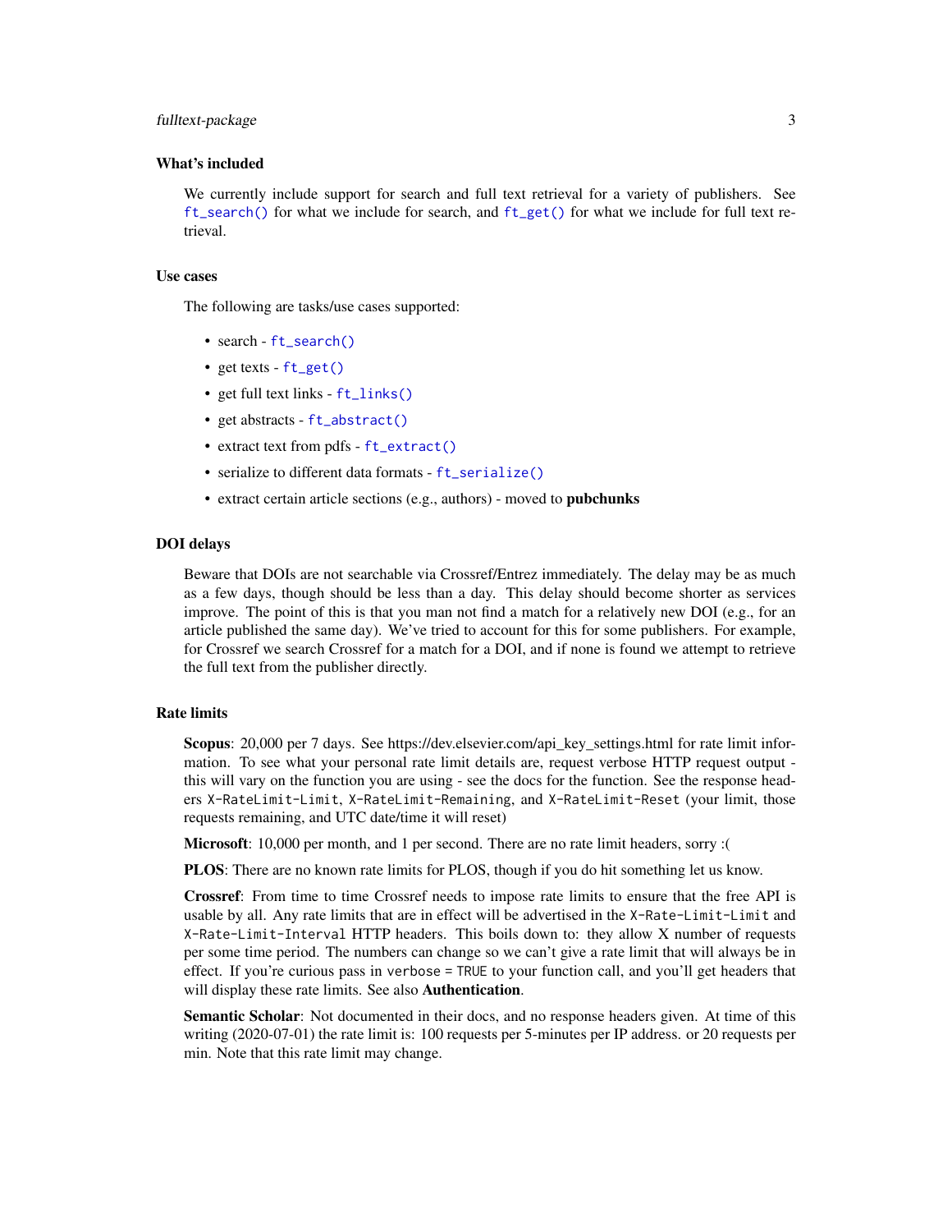### What's included

We currently include support for search and full text retrieval for a variety of publishers. See `ft_search()` for what we include for search, and `ft_get()` for what we include for full text retrieval.

### Use cases

The following are tasks/use cases supported:

- search - `ft_search()`
- get texts - `ft_get()`
- get full text links - `ft_links()`
- get abstracts - `ft_abstract()`
- extract text from pdfs - `ft_extract()`
- serialize to different data formats - `ft_serialize()`
- extract certain article sections (e.g., authors) - moved to **pubchunks**

### DOI delays

Beware that DOIs are not searchable via Crossref/Entrez immediately. The delay may be as much as a few days, though should be less than a day. This delay should become shorter as services improve. The point of this is that you man not find a match for a relatively new DOI (e.g., for an article published the same day). We've tried to account for this for some publishers. For example, for Crossref we search Crossref for a match for a DOI, and if none is found we attempt to retrieve the full text from the publisher directly.

### Rate limits

**Scopus**: 20,000 per 7 days. See https://dev.elsevier.com/api_key_settings.html for rate limit information. To see what your personal rate limit details are, request verbose HTTP request output - this will vary on the function you are using - see the docs for the function. See the response headers `X-RateLimit-Limit`, `X-RateLimit-Remaining`, and `X-RateLimit-Reset` (your limit, those requests remaining, and UTC date/time it will reset)

**Microsoft**: 10,000 per month, and 1 per second. There are no rate limit headers, sorry :(

**PLOS**: There are no known rate limits for PLOS, though if you do hit something let us know.

**Crossref**: From time to time Crossref needs to impose rate limits to ensure that the free API is usable by all. Any rate limits that are in effect will be advertised in the `X-Rate-Limit-Limit` and `X-Rate-Limit-Interval` HTTP headers. This boils down to: they allow X number of requests per some time period. The numbers can change so we can't give a rate limit that will always be in effect. If you're curious pass in `verbose = TRUE` to your function call, and you'll get headers that will display these rate limits. See also **Authentication**.

**Semantic Scholar**: Not documented in their docs, and no response headers given. At time of this writing (2020-07-01) the rate limit is: 100 requests per 5-minutes per IP address. or 20 requests per min. Note that this rate limit may change.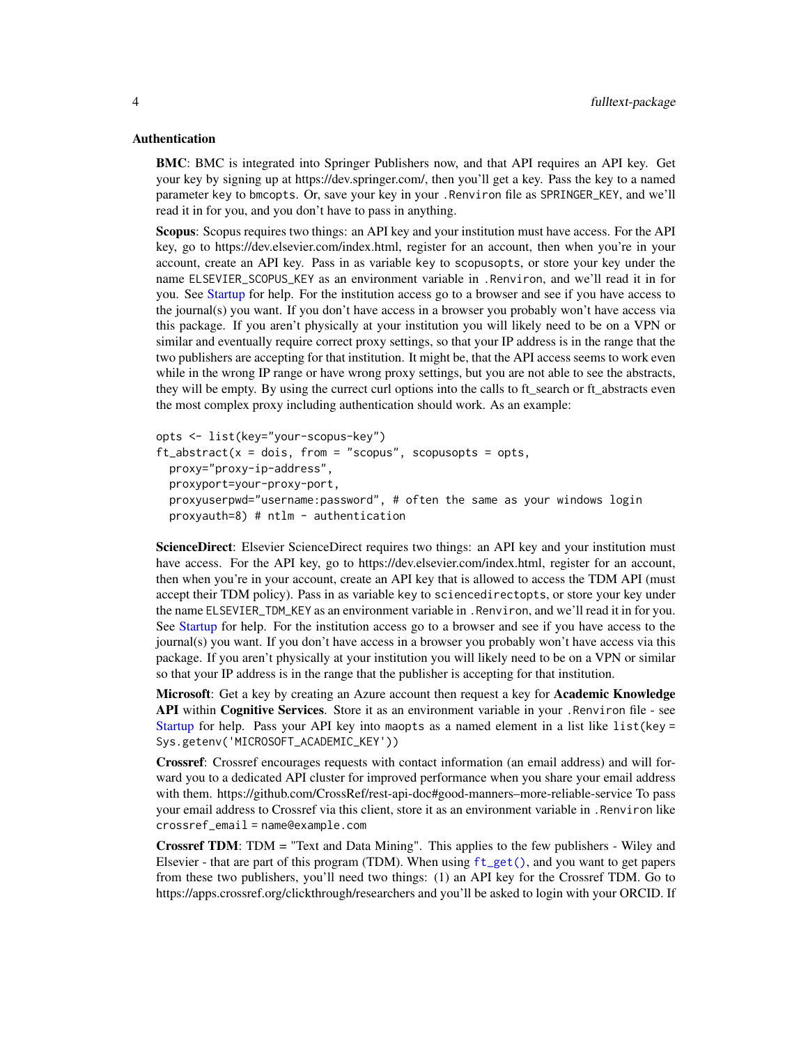### Authentication

**BMC**: BMC is integrated into Springer Publishers now, and that API requires an API key. Get your key by signing up at https://dev.springer.com/, then you'll get a key. Pass the key to a named parameter `key` to `bmcopts`. Or, save your key in your `.Renviron` file as `SPRINGER_KEY`, and we'll read it in for you, and you don't have to pass in anything.

**Scopus**: Scopus requires two things: an API key and your institution must have access. For the API key, go to https://dev.elsevier.com/index.html, register for an account, then when you're in your account, create an API key. Pass in as variable `key` to `scopusopts`, or store your key under the name `ELSEVIER_SCOPUS_KEY` as an environment variable in `.Renviron`, and we'll read it in for you. See Startup for help. For the institution access go to a browser and see if you have access to the journal(s) you want. If you don't have access in a browser you probably won't have access via this package. If you aren't physically at your institution you will likely need to be on a VPN or similar and eventually require correct proxy settings, so that your IP address is in the range that the two publishers are accepting for that institution. It might be, that the API access seems to work even while in the wrong IP range or have wrong proxy settings, but you are not able to see the abstracts, they will be empty. By using the currect curl options into the calls to ft_search or ft_abstracts even the most complex proxy including authentication should work. As an example:

```
opts <- list(key="your-scopus-key")
ft_abstract(x = dois, from = "scopus", scopusopts = opts,
  proxy="proxy-ip-address",
  proxyport=your-proxy-port,
  proxyuserpwd="username:password", # often the same as your windows login
  proxyauth=8) # ntlm - authentication
```

**ScienceDirect**: Elsevier ScienceDirect requires two things: an API key and your institution must have access. For the API key, go to https://dev.elsevier.com/index.html, register for an account, then when you're in your account, create an API key that is allowed to access the TDM API (must accept their TDM policy). Pass in as variable `key` to `sciencedirectopts`, or store your key under the name `ELSEVIER_TDM_KEY` as an environment variable in `.Renviron`, and we'll read it in for you. See Startup for help. For the institution access go to a browser and see if you have access to the journal(s) you want. If you don't have access in a browser you probably won't have access via this package. If you aren't physically at your institution you will likely need to be on a VPN or similar so that your IP address is in the range that the publisher is accepting for that institution.

**Microsoft**: Get a key by creating an Azure account then request a key for **Academic Knowledge API** within **Cognitive Services**. Store it as an environment variable in your `.Renviron` file - see Startup for help. Pass your API key into `maopts` as a named element in a list like `list(key = Sys.getenv('MICROSOFT_ACADEMIC_KEY'))`

**Crossref**: Crossref encourages requests with contact information (an email address) and will forward you to a dedicated API cluster for improved performance when you share your email address with them. https://github.com/CrossRef/rest-api-doc#good-manners–more-reliable-service To pass your email address to Crossref via this client, store it as an environment variable in `.Renviron` like `crossref_email = name@example.com`

**Crossref TDM**: TDM = "Text and Data Mining". This applies to the few publishers - Wiley and Elsevier - that are part of this program (TDM). When using `ft_get()`, and you want to get papers from these two publishers, you'll need two things: (1) an API key for the Crossref TDM. Go to https://apps.crossref.org/clickthrough/researchers and you'll be asked to login with your ORCID. If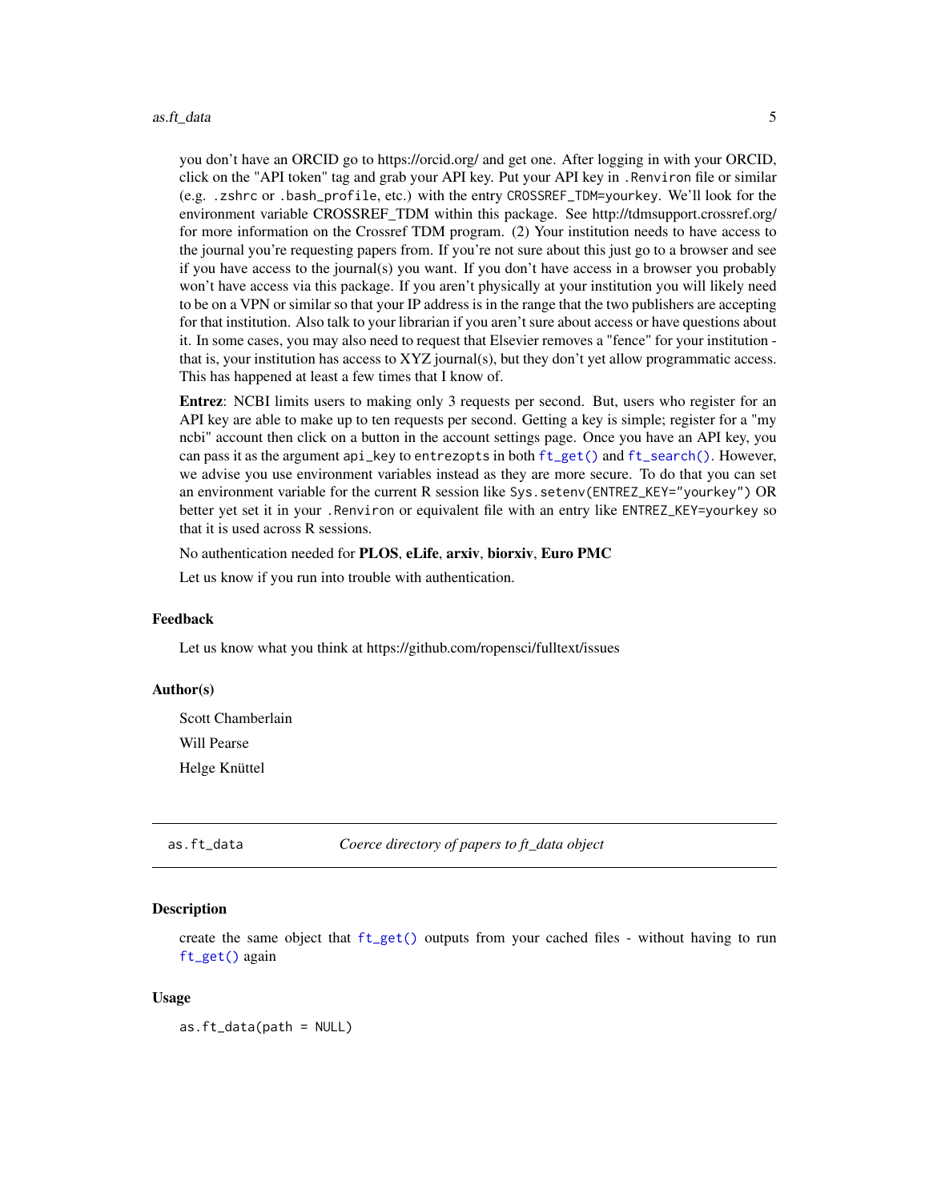you don't have an ORCID go to https://orcid.org/ and get one. After logging in with your ORCID, click on the "API token" tag and grab your API key. Put your API key in `.Renviron` file or similar (e.g. `.zshrc` or `.bash_profile`, etc.) with the entry `CROSSREF_TDM=yourkey`. We'll look for the environment variable CROSSREF_TDM within this package. See http://tdmsupport.crossref.org/ for more information on the Crossref TDM program. (2) Your institution needs to have access to the journal you're requesting papers from. If you're not sure about this just go to a browser and see if you have access to the journal(s) you want. If you don't have access in a browser you probably won't have access via this package. If you aren't physically at your institution you will likely need to be on a VPN or similar so that your IP address is in the range that the two publishers are accepting for that institution. Also talk to your librarian if you aren't sure about access or have questions about it. In some cases, you may also need to request that Elsevier removes a "fence" for your institution - that is, your institution has access to XYZ journal(s), but they don't yet allow programmatic access. This has happened at least a few times that I know of.

**Entrez**: NCBI limits users to making only 3 requests per second. But, users who register for an API key are able to make up to ten requests per second. Getting a key is simple; register for a "my ncbi" account then click on a button in the account settings page. Once you have an API key, you can pass it as the argument `api_key` to `entrezopts` in both `ft_get()` and `ft_search()`. However, we advise you use environment variables instead as they are more secure. To do that you can set an environment variable for the current R session like `Sys.setenv(ENTREZ_KEY="yourkey")` OR better yet set it in your `.Renviron` or equivalent file with an entry like `ENTREZ_KEY=yourkey` so that it is used across R sessions.

No authentication needed for **PLOS**, **eLife**, **arxiv**, **biorxiv**, **Euro PMC**

Let us know if you run into trouble with authentication.

### Feedback

Let us know what you think at https://github.com/ropensci/fulltext/issues

### Author(s)

Scott Chamberlain

Will Pearse

Helge Knüttel

---

## as.ft_data — *Coerce directory of papers to ft_data object*

### Description

create the same object that `ft_get()` outputs from your cached files - without having to run `ft_get()` again

### Usage

```
as.ft_data(path = NULL)
```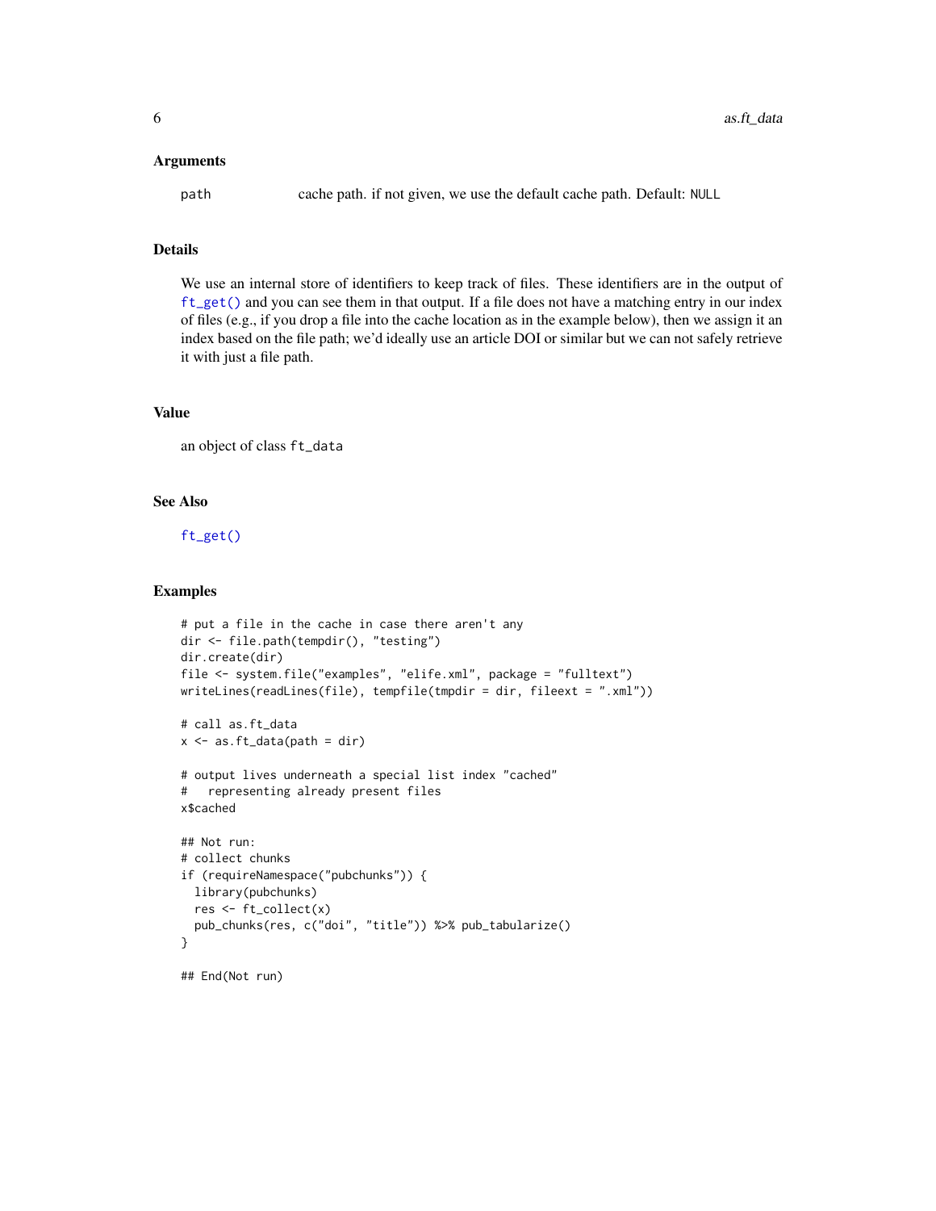### Arguments

| | |
|---|---|
| path | cache path. if not given, we use the default cache path. Default: NULL |

### Details

We use an internal store of identifiers to keep track of files. These identifiers are in the output of ft_get() and you can see them in that output. If a file does not have a matching entry in our index of files (e.g., if you drop a file into the cache location as in the example below), then we assign it an index based on the file path; we'd ideally use an article DOI or similar but we can not safely retrieve it with just a file path.

### Value

an object of class ft_data

### See Also

ft_get()

### Examples

```
# put a file in the cache in case there aren't any
dir <- file.path(tempdir(), "testing")
dir.create(dir)
file <- system.file("examples", "elife.xml", package = "fulltext")
writeLines(readLines(file), tempfile(tmpdir = dir, fileext = ".xml"))

# call as.ft_data
x <- as.ft_data(path = dir)

# output lives underneath a special list index "cached"
#   representing already present files
x$cached

## Not run:
# collect chunks
if (requireNamespace("pubchunks")) {
  library(pubchunks)
  res <- ft_collect(x)
  pub_chunks(res, c("doi", "title")) %>% pub_tabularize()
}

## End(Not run)
```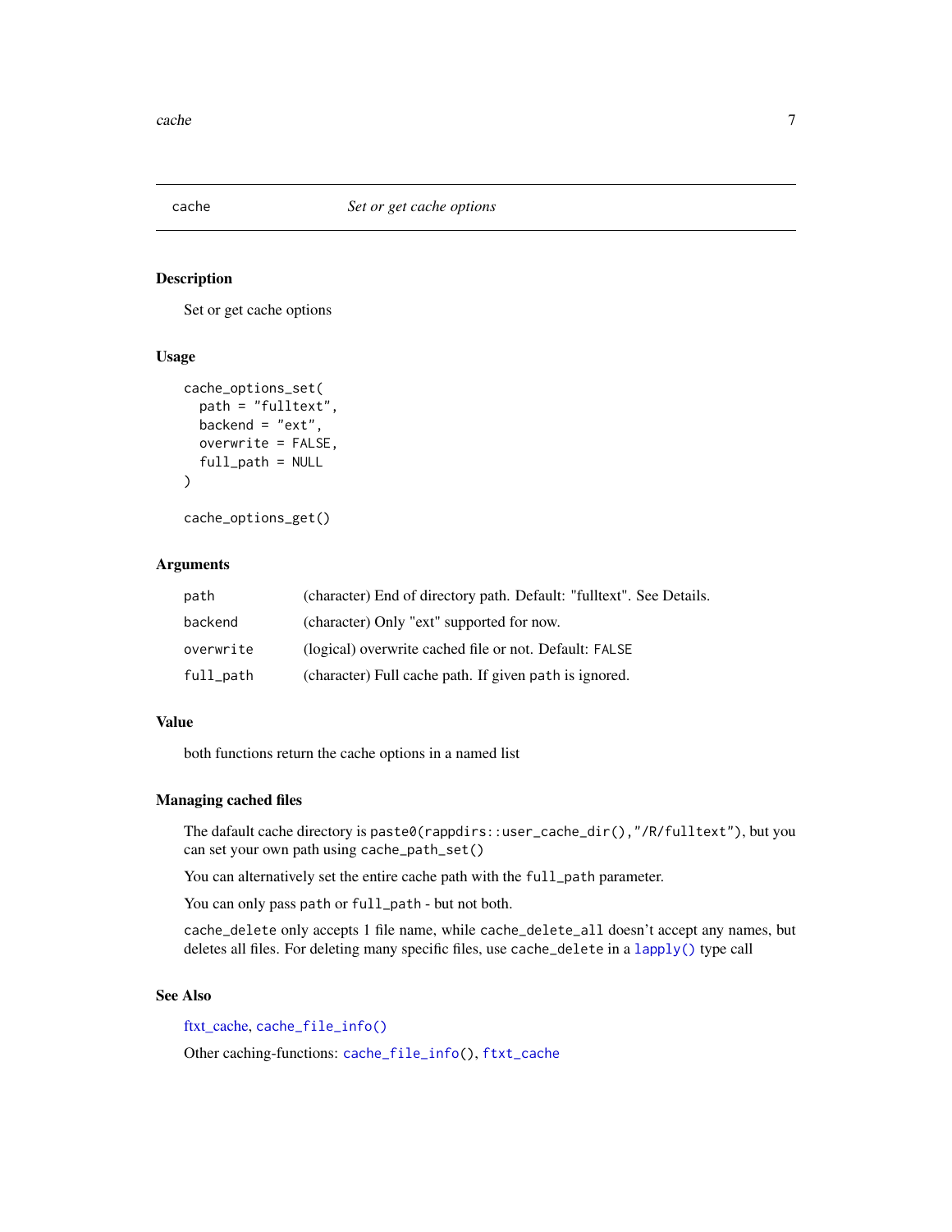# cache — *Set or get cache options*

## Description

Set or get cache options

## Usage

```
cache_options_set(
  path = "fulltext",
  backend = "ext",
  overwrite = FALSE,
  full_path = NULL
)

cache_options_get()
```

## Arguments

| | |
|---|---|
| `path` | (character) End of directory path. Default: "fulltext". See Details. |
| `backend` | (character) Only "ext" supported for now. |
| `overwrite` | (logical) overwrite cached file or not. Default: `FALSE` |
| `full_path` | (character) Full cache path. If given `path` is ignored. |

## Value

both functions return the cache options in a named list

## Managing cached files

The dafault cache directory is `paste0(rappdirs::user_cache_dir(),"/R/fulltext")`, but you can set your own path using `cache_path_set()`

You can alternatively set the entire cache path with the `full_path` parameter.

You can only pass `path` or `full_path` - but not both.

`cache_delete` only accepts 1 file name, while `cache_delete_all` doesn't accept any names, but deletes all files. For deleting many specific files, use `cache_delete` in a `lapply()` type call

## See Also

ftxt_cache, `cache_file_info()`

Other caching-functions: `cache_file_info()`, `ftxt_cache`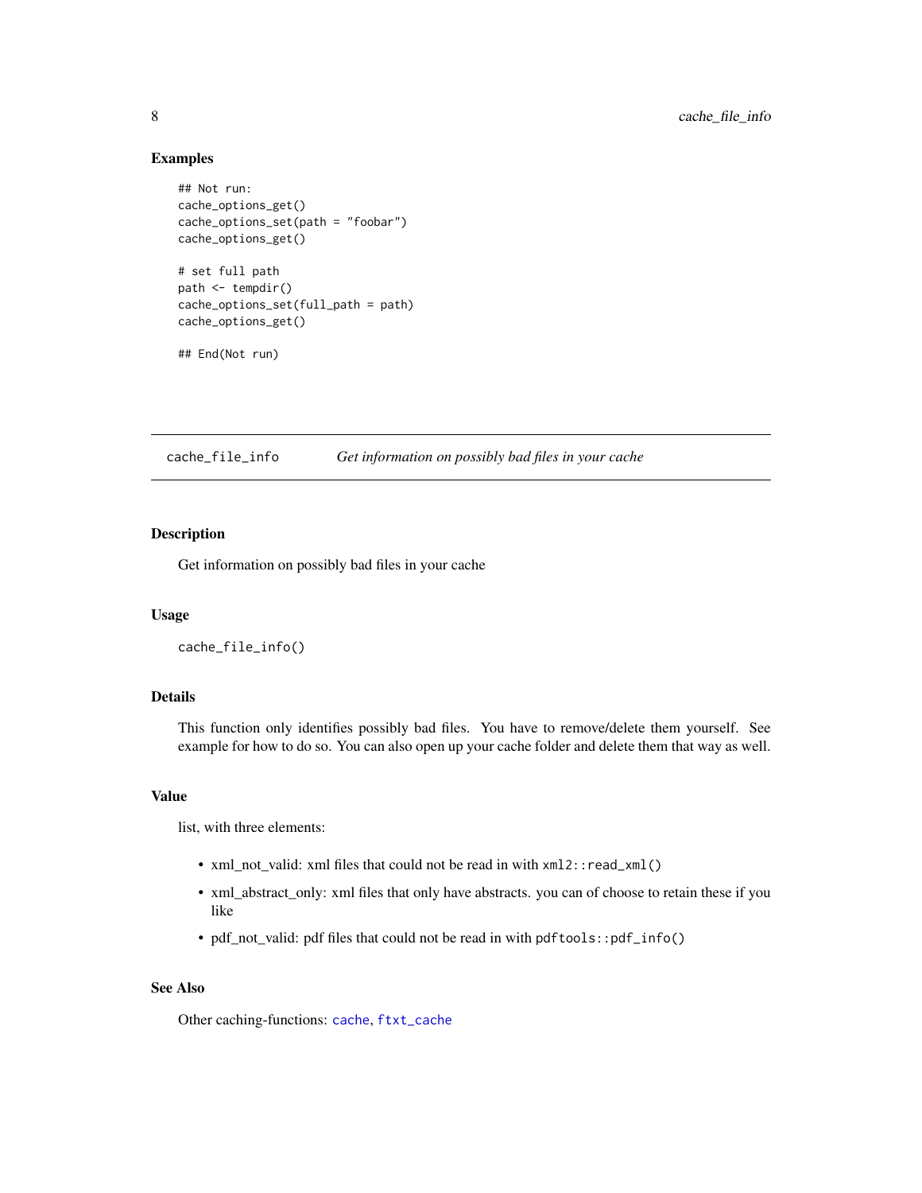### Examples

```
## Not run:
cache_options_get()
cache_options_set(path = "foobar")
cache_options_get()

# set full path
path <- tempdir()
cache_options_set(full_path = path)
cache_options_get()

## End(Not run)
```

---

## cache_file_info — *Get information on possibly bad files in your cache*

---

### Description

Get information on possibly bad files in your cache

### Usage

```
cache_file_info()
```

### Details

This function only identifies possibly bad files. You have to remove/delete them yourself. See example for how to do so. You can also open up your cache folder and delete them that way as well.

### Value

list, with three elements:

- xml_not_valid: xml files that could not be read in with `xml2::read_xml()`
- xml_abstract_only: xml files that only have abstracts. you can of choose to retain these if you like
- pdf_not_valid: pdf files that could not be read in with `pdftools::pdf_info()`

### See Also

Other caching-functions: `cache`, `ftxt_cache`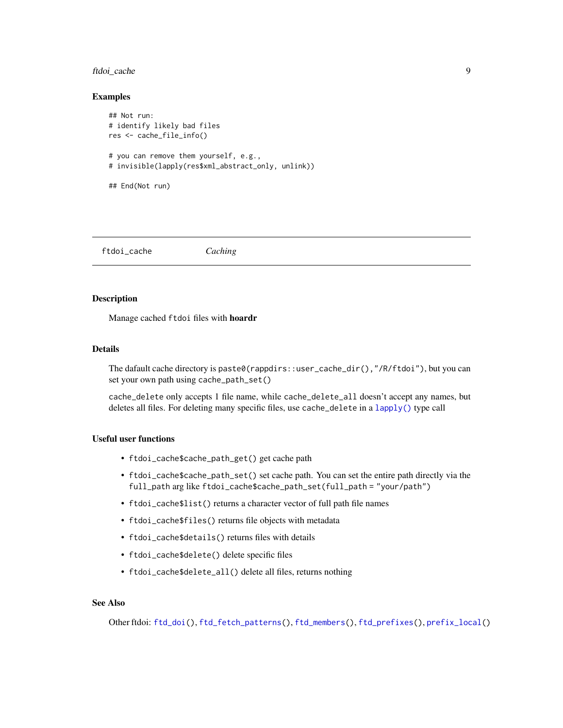### Examples

```
## Not run:
# identify likely bad files
res <- cache_file_info()

# you can remove them yourself, e.g.,
# invisible(lapply(res$xml_abstract_only, unlink))

## End(Not run)
```

---

## ftdoi_cache *Caching*

---

### Description

Manage cached `ftdoi` files with **hoardr**

### Details

The dafault cache directory is `paste0(rappdirs::user_cache_dir(),"/R/ftdoi")`, but you can set your own path using `cache_path_set()`

`cache_delete` only accepts 1 file name, while `cache_delete_all` doesn't accept any names, but deletes all files. For deleting many specific files, use `cache_delete` in a `lapply()` type call

### Useful user functions

- `ftdoi_cache$cache_path_get()` get cache path
- `ftdoi_cache$cache_path_set()` set cache path. You can set the entire path directly via the `full_path` arg like `ftdoi_cache$cache_path_set(full_path = "your/path")`
- `ftdoi_cache$list()` returns a character vector of full path file names
- `ftdoi_cache$files()` returns file objects with metadata
- `ftdoi_cache$details()` returns files with details
- `ftdoi_cache$delete()` delete specific files
- `ftdoi_cache$delete_all()` delete all files, returns nothing

### See Also

Other ftdoi: `ftd_doi()`, `ftd_fetch_patterns()`, `ftd_members()`, `ftd_prefixes()`, `prefix_local()`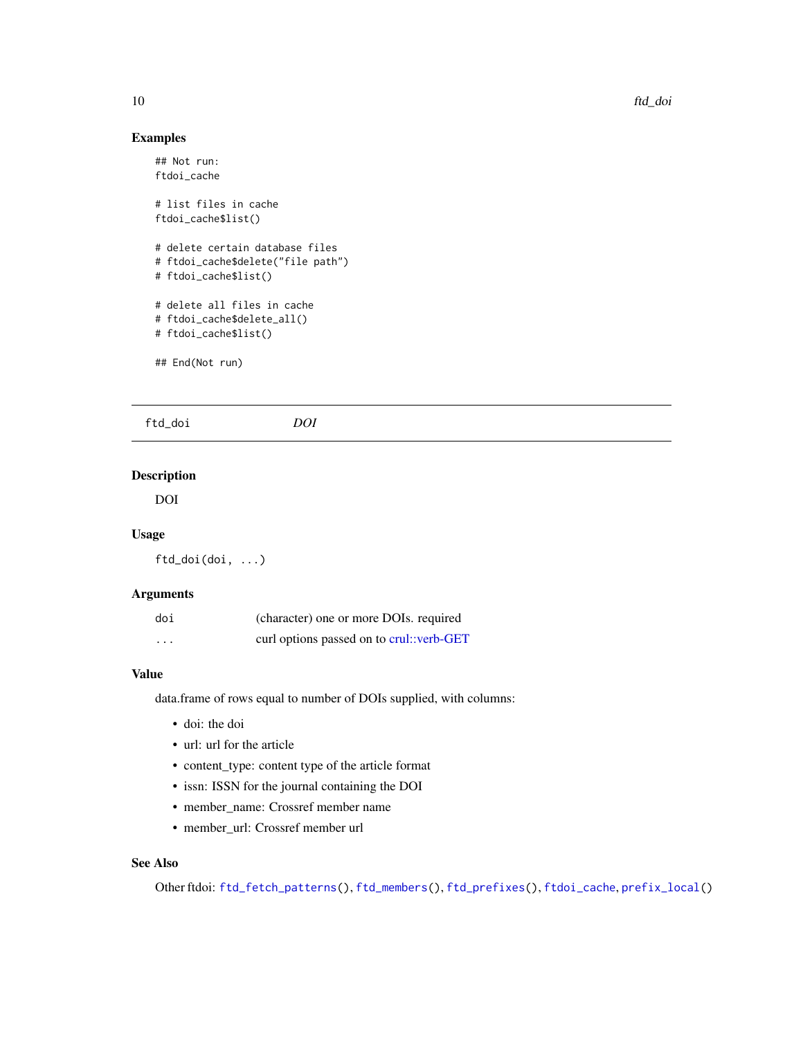### Examples

```
## Not run:
ftdoi_cache

# list files in cache
ftdoi_cache$list()

# delete certain database files
# ftdoi_cache$delete("file path")
# ftdoi_cache$list()

# delete all files in cache
# ftdoi_cache$delete_all()
# ftdoi_cache$list()

## End(Not run)
```

---

## ftd_doi — *DOI*

---

### Description

DOI

### Usage

```
ftd_doi(doi, ...)
```

### Arguments

| | |
|---|---|
| doi | (character) one or more DOIs. required |
| ... | curl options passed on to crul::verb-GET |

### Value

data.frame of rows equal to number of DOIs supplied, with columns:

- doi: the doi
- url: url for the article
- content_type: content type of the article format
- issn: ISSN for the journal containing the DOI
- member_name: Crossref member name
- member_url: Crossref member url

### See Also

Other ftdoi: `ftd_fetch_patterns()`, `ftd_members()`, `ftd_prefixes()`, `ftdoi_cache`, `prefix_local()`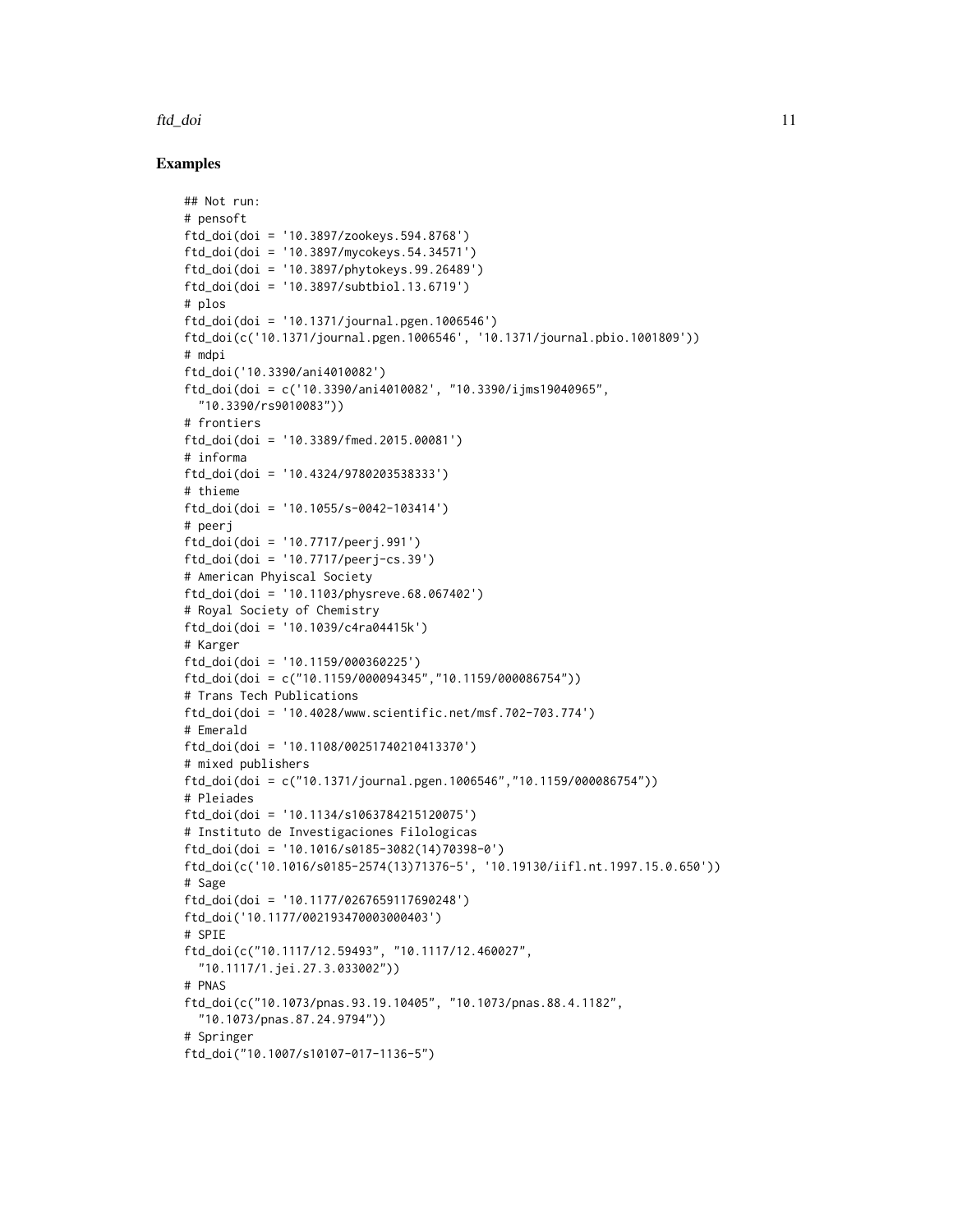## Examples

```
## Not run:
# pensoft
ftd_doi(doi = '10.3897/zookeys.594.8768')
ftd_doi(doi = '10.3897/mycokeys.54.34571')
ftd_doi(doi = '10.3897/phytokeys.99.26489')
ftd_doi(doi = '10.3897/subtbiol.13.6719')
# plos
ftd_doi(doi = '10.1371/journal.pgen.1006546')
ftd_doi(c('10.1371/journal.pgen.1006546', '10.1371/journal.pbio.1001809'))
# mdpi
ftd_doi('10.3390/ani4010082')
ftd_doi(doi = c('10.3390/ani4010082', "10.3390/ijms19040965",
  "10.3390/rs9010083"))
# frontiers
ftd_doi(doi = '10.3389/fmed.2015.00081')
# informa
ftd_doi(doi = '10.4324/9780203538333')
# thieme
ftd_doi(doi = '10.1055/s-0042-103414')
# peerj
ftd_doi(doi = '10.7717/peerj.991')
ftd_doi(doi = '10.7717/peerj-cs.39')
# American Phyiscal Society
ftd_doi(doi = '10.1103/physreve.68.067402')
# Royal Society of Chemistry
ftd_doi(doi = '10.1039/c4ra04415k')
# Karger
ftd_doi(doi = '10.1159/000360225')
ftd_doi(doi = c("10.1159/000094345","10.1159/000086754"))
# Trans Tech Publications
ftd_doi(doi = '10.4028/www.scientific.net/msf.702-703.774')
# Emerald
ftd_doi(doi = '10.1108/00251740210413370')
# mixed publishers
ftd_doi(doi = c("10.1371/journal.pgen.1006546","10.1159/000086754"))
# Pleiades
ftd_doi(doi = '10.1134/s1063784215120075')
# Instituto de Investigaciones Filologicas
ftd_doi(doi = '10.1016/s0185-3082(14)70398-0')
ftd_doi(c('10.1016/s0185-2574(13)71376-5', '10.19130/iifl.nt.1997.15.0.650'))
# Sage
ftd_doi(doi = '10.1177/0267659117690248')
ftd_doi('10.1177/002193470003000403')
# SPIE
ftd_doi(c("10.1117/12.59493", "10.1117/12.460027",
  "10.1117/1.jei.27.3.033002"))
# PNAS
ftd_doi(c("10.1073/pnas.93.19.10405", "10.1073/pnas.88.4.1182",
  "10.1073/pnas.87.24.9794"))
# Springer
ftd_doi("10.1007/s10107-017-1136-5")
```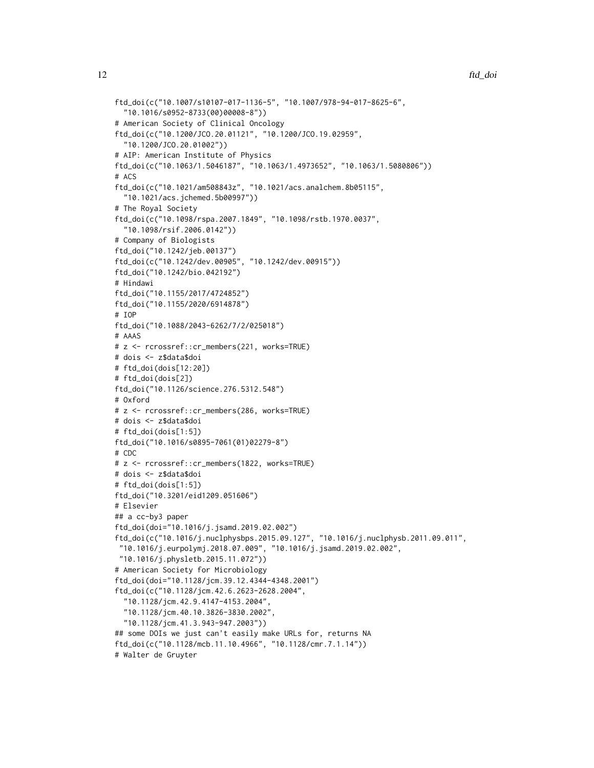```
ftd_doi(c("10.1007/s10107-017-1136-5", "10.1007/978-94-017-8625-6",
  "10.1016/s0952-8733(00)00008-8"))
# American Society of Clinical Oncology
ftd_doi(c("10.1200/JCO.20.01121", "10.1200/JCO.19.02959",
  "10.1200/JCO.20.01002"))
# AIP: American Institute of Physics
ftd_doi(c("10.1063/1.5046187", "10.1063/1.4973652", "10.1063/1.5080806"))
# ACS
ftd_doi(c("10.1021/am508843z", "10.1021/acs.analchem.8b05115",
  "10.1021/acs.jchemed.5b00997"))
# The Royal Society
ftd_doi(c("10.1098/rspa.2007.1849", "10.1098/rstb.1970.0037",
  "10.1098/rsif.2006.0142"))
# Company of Biologists
ftd_doi("10.1242/jeb.00137")
ftd_doi(c("10.1242/dev.00905", "10.1242/dev.00915"))
ftd_doi("10.1242/bio.042192")
# Hindawi
ftd_doi("10.1155/2017/4724852")
ftd_doi("10.1155/2020/6914878")
# IOP
ftd_doi("10.1088/2043-6262/7/2/025018")
# AAAS
# z <- rcrossref::cr_members(221, works=TRUE)
# dois <- z$data$doi
# ftd_doi(dois[12:20])
# ftd_doi(dois[2])
ftd_doi("10.1126/science.276.5312.548")
# Oxford
# z <- rcrossref::cr_members(286, works=TRUE)
# dois <- z$data$doi
# ftd_doi(dois[1:5])
ftd_doi("10.1016/s0895-7061(01)02279-8")
# CDC
# z <- rcrossref::cr_members(1822, works=TRUE)
# dois <- z$data$doi
# ftd_doi(dois[1:5])
ftd_doi("10.3201/eid1209.051606")
# Elsevier
## a cc-by3 paper
ftd_doi(doi="10.1016/j.jsamd.2019.02.002")
ftd_doi(c("10.1016/j.nuclphysbps.2015.09.127", "10.1016/j.nuclphysb.2011.09.011",
 "10.1016/j.eurpolymj.2018.07.009", "10.1016/j.jsamd.2019.02.002",
 "10.1016/j.physletb.2015.11.072"))
# American Society for Microbiology
ftd_doi(doi="10.1128/jcm.39.12.4344-4348.2001")
ftd_doi(c("10.1128/jcm.42.6.2623-2628.2004",
  "10.1128/jcm.42.9.4147-4153.2004",
  "10.1128/jcm.40.10.3826-3830.2002",
  "10.1128/jcm.41.3.943-947.2003"))
## some DOIs we just can't easily make URLs for, returns NA
ftd_doi(c("10.1128/mcb.11.10.4966", "10.1128/cmr.7.1.14"))
# Walter de Gruyter
```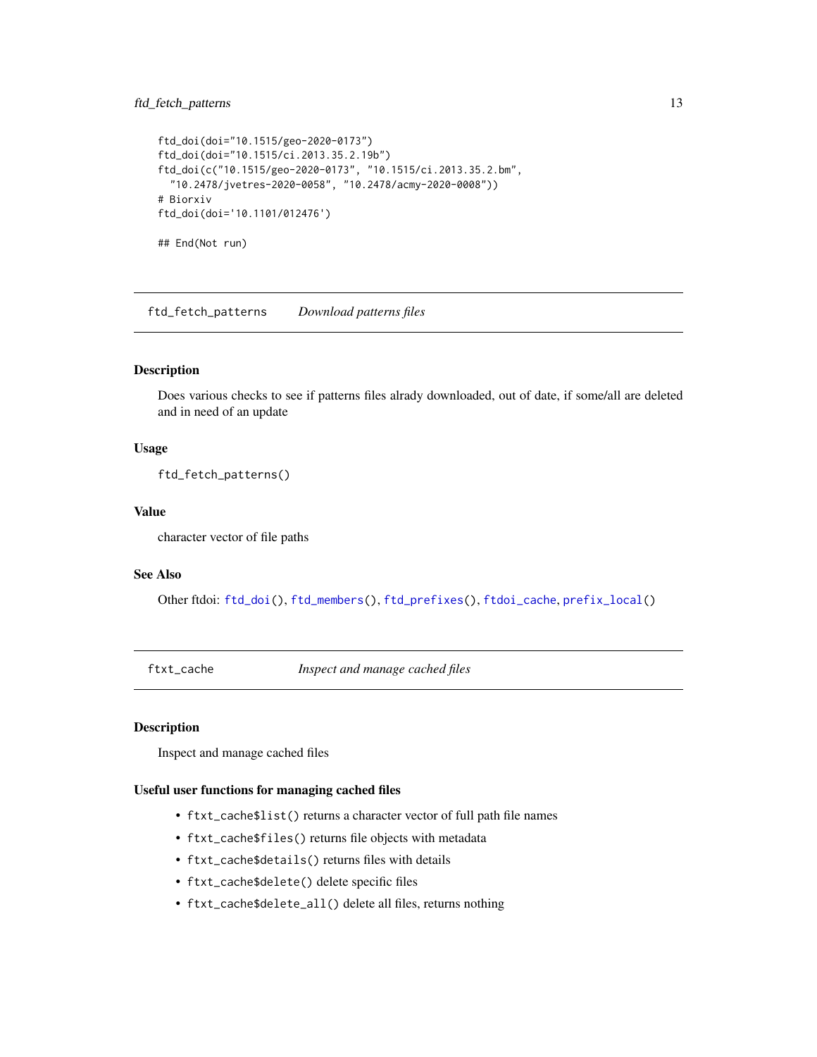```
ftd_doi(doi="10.1515/geo-2020-0173")
ftd_doi(doi="10.1515/ci.2013.35.2.19b")
ftd_doi(c("10.1515/geo-2020-0173", "10.1515/ci.2013.35.2.bm",
  "10.2478/jvetres-2020-0058", "10.2478/acmy-2020-0008"))
# Biorxiv
ftd_doi(doi='10.1101/012476')

## End(Not run)
```

---

## `ftd_fetch_patterns` *Download patterns files*

### Description

Does various checks to see if patterns files alrady downloaded, out of date, if some/all are deleted and in need of an update

### Usage

```
ftd_fetch_patterns()
```

### Value

character vector of file paths

### See Also

Other ftdoi: `ftd_doi()`, `ftd_members()`, `ftd_prefixes()`, `ftdoi_cache`, `prefix_local()`

---

## `ftxt_cache` *Inspect and manage cached files*

### Description

Inspect and manage cached files

### Useful user functions for managing cached files

- `ftxt_cache$list()` returns a character vector of full path file names
- `ftxt_cache$files()` returns file objects with metadata
- `ftxt_cache$details()` returns files with details
- `ftxt_cache$delete()` delete specific files
- `ftxt_cache$delete_all()` delete all files, returns nothing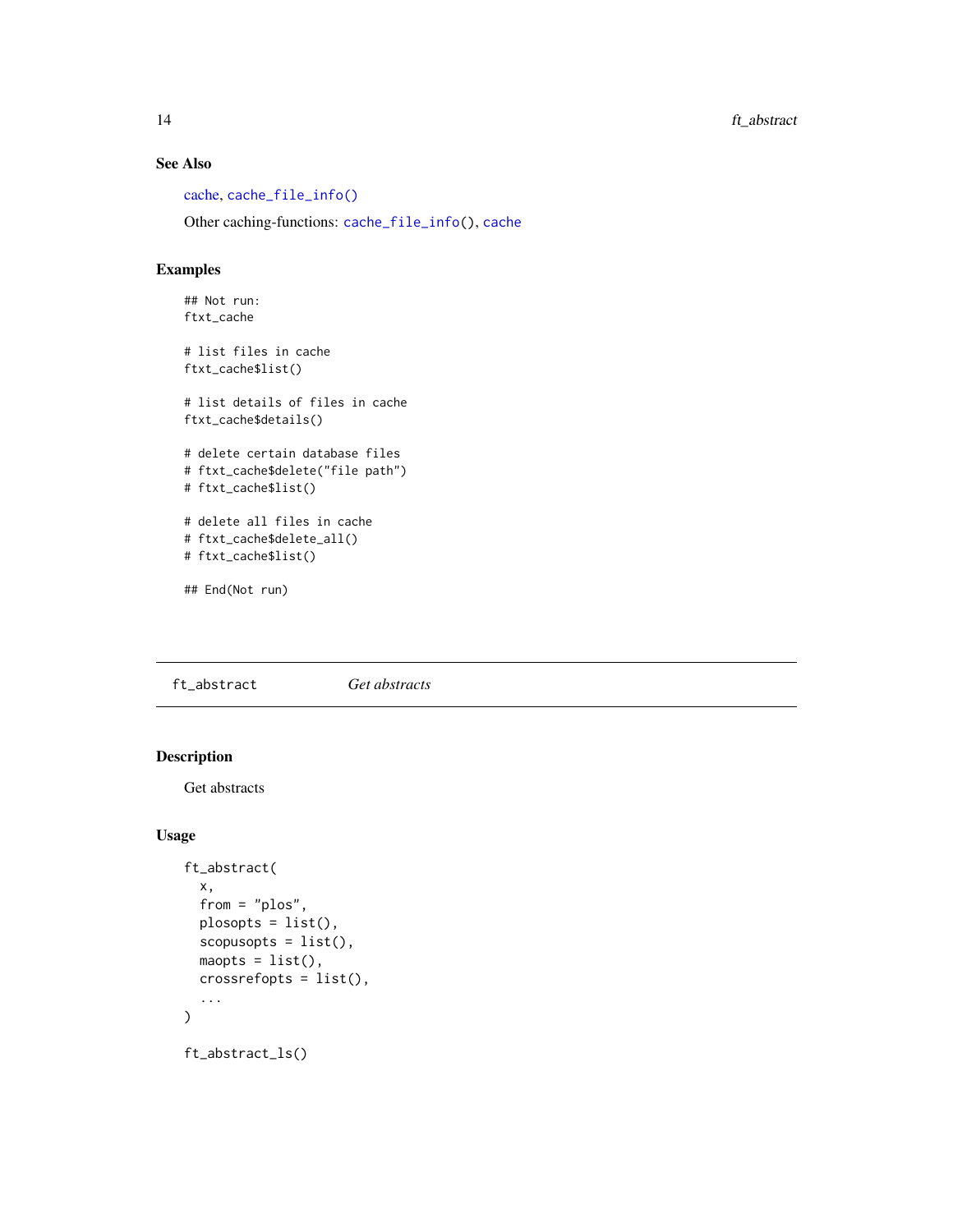### See Also

cache, cache_file_info()

Other caching-functions: cache_file_info(), cache

### Examples

```
## Not run:
ftxt_cache

# list files in cache
ftxt_cache$list()

# list details of files in cache
ftxt_cache$details()

# delete certain database files
# ftxt_cache$delete("file path")
# ftxt_cache$list()

# delete all files in cache
# ftxt_cache$delete_all()
# ftxt_cache$list()

## End(Not run)
```

---

## ft_abstract *Get abstracts*

---

### Description

Get abstracts

### Usage

```
ft_abstract(
  x,
  from = "plos",
  plosopts = list(),
  scopusopts = list(),
  maopts = list(),
  crossrefopts = list(),
  ...
)

ft_abstract_ls()
```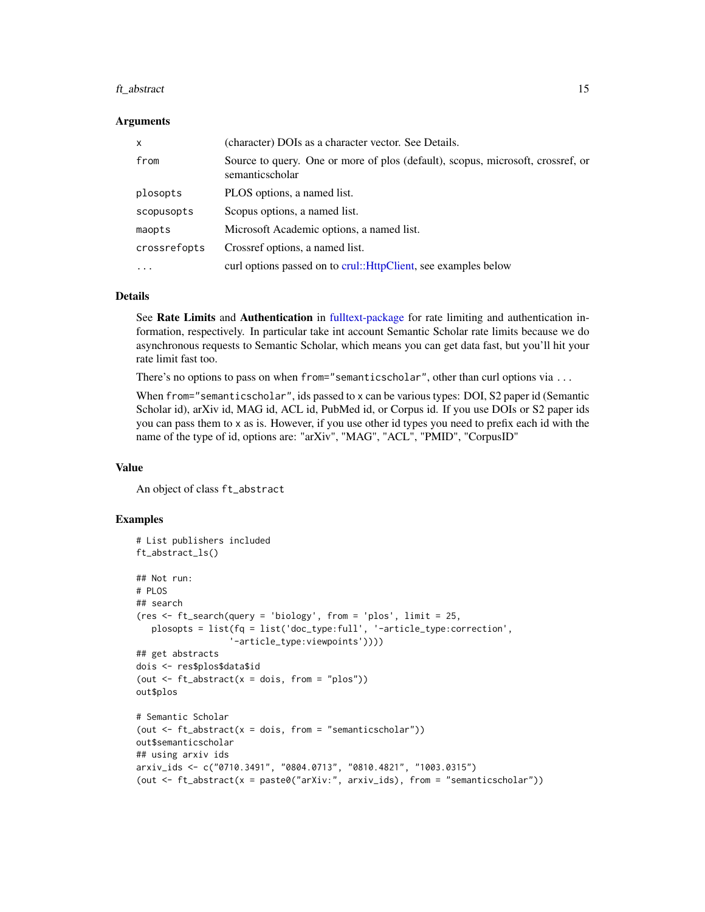### Arguments

| | |
|---|---|
| x | (character) DOIs as a character vector. See Details. |
| from | Source to query. One or more of plos (default), scopus, microsoft, crossref, or semanticscholar |
| plosopts | PLOS options, a named list. |
| scopusopts | Scopus options, a named list. |
| maopts | Microsoft Academic options, a named list. |
| crossrefopts | Crossref options, a named list. |
| ... | curl options passed on to crul::HttpClient, see examples below |

### Details

See **Rate Limits** and **Authentication** in fulltext-package for rate limiting and authentication information, respectively. In particular take int account Semantic Scholar rate limits because we do asynchronous requests to Semantic Scholar, which means you can get data fast, but you'll hit your rate limit fast too.

There's no options to pass on when `from="semanticscholar"`, other than curl options via `...`

When `from="semanticscholar"`, ids passed to `x` can be various types: DOI, S2 paper id (Semantic Scholar id), arXiv id, MAG id, ACL id, PubMed id, or Corpus id. If you use DOIs or S2 paper ids you can pass them to `x` as is. However, if you use other id types you need to prefix each id with the name of the type of id, options are: "arXiv", "MAG", "ACL", "PMID", "CorpusID"

### Value

An object of class `ft_abstract`

### Examples

```
# List publishers included
ft_abstract_ls()

## Not run:
# PLOS
## search
(res <- ft_search(query = 'biology', from = 'plos', limit = 25,
   plosopts = list(fq = list('doc_type:full', '-article_type:correction',
                  '-article_type:viewpoints'))))
## get abstracts
dois <- res$plos$data$id
(out <- ft_abstract(x = dois, from = "plos"))
out$plos

# Semantic Scholar
(out <- ft_abstract(x = dois, from = "semanticscholar"))
out$semanticscholar
## using arxiv ids
arxiv_ids <- c("0710.3491", "0804.0713", "0810.4821", "1003.0315")
(out <- ft_abstract(x = paste0("arXiv:", arxiv_ids), from = "semanticscholar"))
```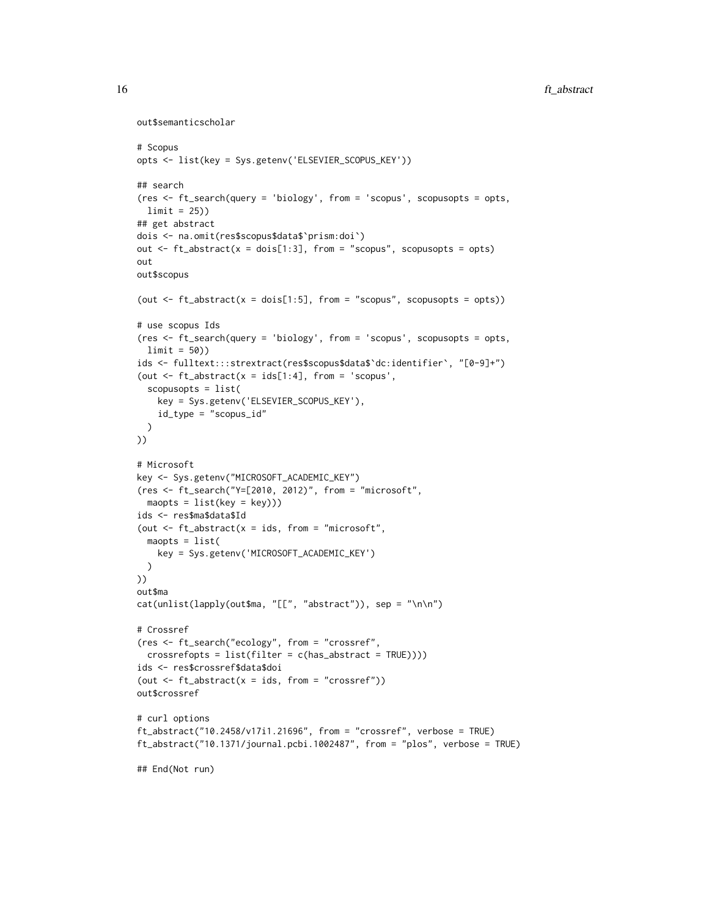```
out$semanticscholar

# Scopus
opts <- list(key = Sys.getenv('ELSEVIER_SCOPUS_KEY'))

## search
(res <- ft_search(query = 'biology', from = 'scopus', scopusopts = opts,
  limit = 25))
## get abstract
dois <- na.omit(res$scopus$data$`prism:doi`)
out <- ft_abstract(x = dois[1:3], from = "scopus", scopusopts = opts)
out
out$scopus

(out <- ft_abstract(x = dois[1:5], from = "scopus", scopusopts = opts))

# use scopus Ids
(res <- ft_search(query = 'biology', from = 'scopus', scopusopts = opts,
  limit = 50))
ids <- fulltext:::strextract(res$scopus$data$`dc:identifier`, "[0-9]+")
(out <- ft_abstract(x = ids[1:4], from = 'scopus',
  scopusopts = list(
    key = Sys.getenv('ELSEVIER_SCOPUS_KEY'),
    id_type = "scopus_id"
  )
))

# Microsoft
key <- Sys.getenv("MICROSOFT_ACADEMIC_KEY")
(res <- ft_search("Y=[2010, 2012)", from = "microsoft",
  maopts = list(key = key)))
ids <- res$ma$data$Id
(out <- ft_abstract(x = ids, from = "microsoft",
  maopts = list(
    key = Sys.getenv('MICROSOFT_ACADEMIC_KEY')
  )
))
out$ma
cat(unlist(lapply(out$ma, "[[", "abstract")), sep = "\n\n")

# Crossref
(res <- ft_search("ecology", from = "crossref",
  crossrefopts = list(filter = c(has_abstract = TRUE))))
ids <- res$crossref$data$doi
(out <- ft_abstract(x = ids, from = "crossref"))
out$crossref

# curl options
ft_abstract("10.2458/v17i1.21696", from = "crossref", verbose = TRUE)
ft_abstract("10.1371/journal.pcbi.1002487", from = "plos", verbose = TRUE)

## End(Not run)
```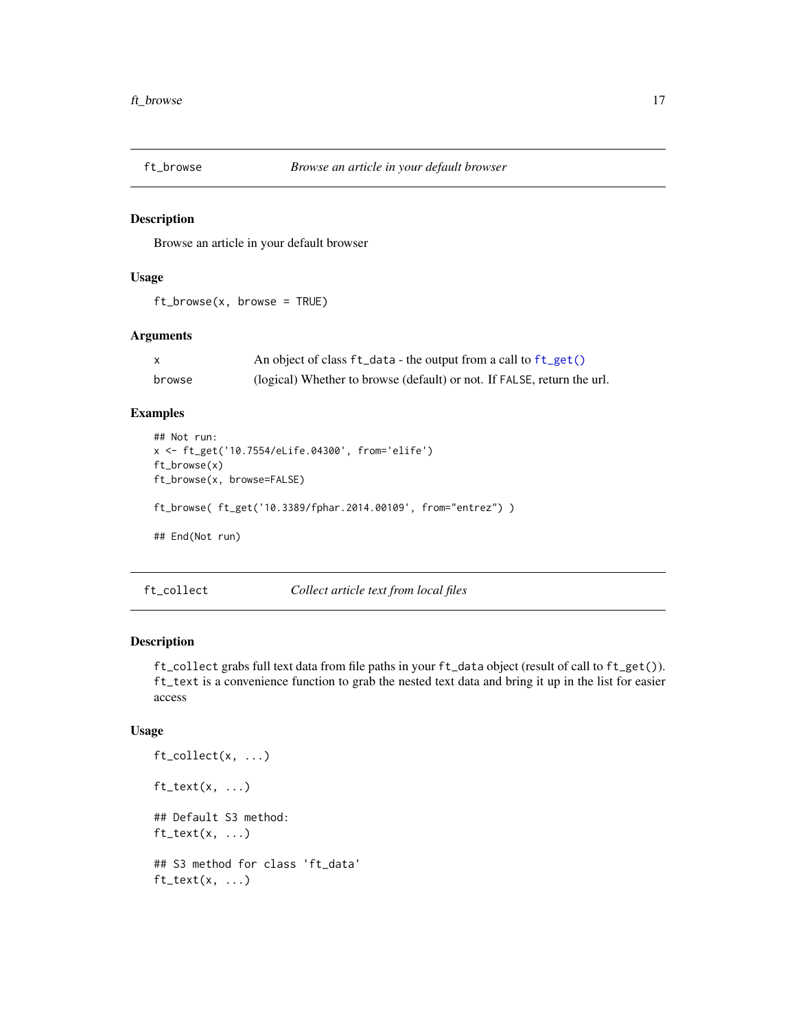## ft_browse — *Browse an article in your default browser*

### Description

Browse an article in your default browser

### Usage

```
ft_browse(x, browse = TRUE)
```

### Arguments

| | |
|---|---|
| x | An object of class `ft_data` - the output from a call to `ft_get()` |
| browse | (logical) Whether to browse (default) or not. If `FALSE`, return the url. |

### Examples

```
## Not run:
x <- ft_get('10.7554/eLife.04300', from='elife')
ft_browse(x)
ft_browse(x, browse=FALSE)

ft_browse( ft_get('10.3389/fphar.2014.00109', from="entrez") )

## End(Not run)
```

## ft_collect — *Collect article text from local files*

### Description

`ft_collect` grabs full text data from file paths in your `ft_data` object (result of call to `ft_get()`). `ft_text` is a convenience function to grab the nested text data and bring it up in the list for easier access

### Usage

```
ft_collect(x, ...)

ft_text(x, ...)

## Default S3 method:
ft_text(x, ...)

## S3 method for class 'ft_data'
ft_text(x, ...)
```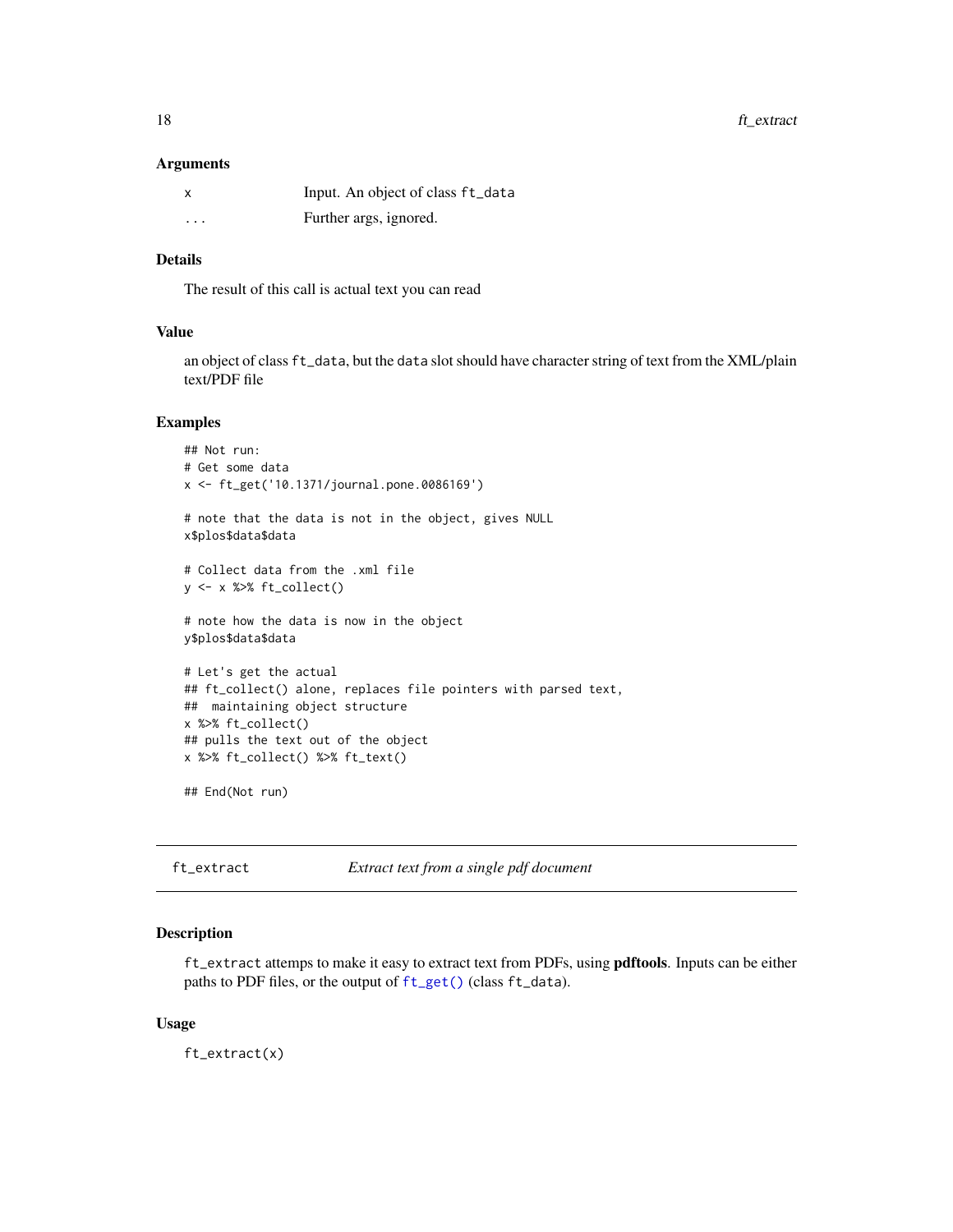### Arguments

| | |
|---|---|
| x | Input. An object of class `ft_data` |
| ... | Further args, ignored. |

### Details

The result of this call is actual text you can read

### Value

an object of class `ft_data`, but the `data` slot should have character string of text from the XML/plain text/PDF file

### Examples

```
## Not run:
# Get some data
x <- ft_get('10.1371/journal.pone.0086169')

# note that the data is not in the object, gives NULL
x$plos$data$data

# Collect data from the .xml file
y <- x %>% ft_collect()

# note how the data is now in the object
y$plos$data$data

# Let's get the actual
## ft_collect() alone, replaces file pointers with parsed text,
##  maintaining object structure
x %>% ft_collect()
## pulls the text out of the object
x %>% ft_collect() %>% ft_text()

## End(Not run)
```

---

## ft_extract — *Extract text from a single pdf document*

### Description

`ft_extract` attemps to make it easy to extract text from PDFs, using **pdftools**. Inputs can be either paths to PDF files, or the output of `ft_get()` (class `ft_data`).

### Usage

```
ft_extract(x)
```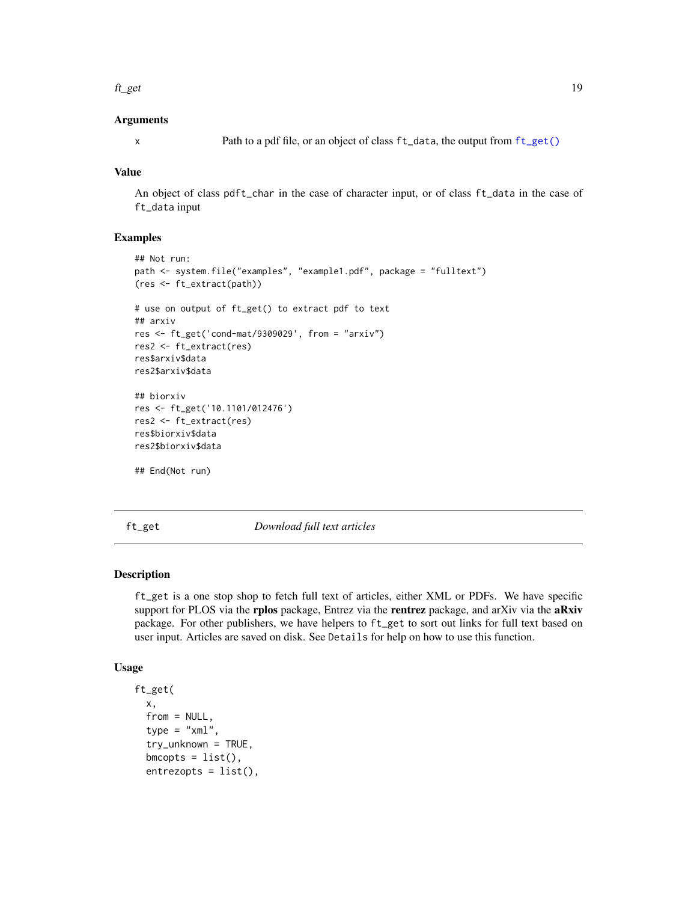### Arguments

x Path to a pdf file, or an object of class `ft_data`, the output from `ft_get()`

### Value

An object of class `pdft_char` in the case of character input, or of class `ft_data` in the case of `ft_data` input

### Examples

```
## Not run:
path <- system.file("examples", "example1.pdf", package = "fulltext")
(res <- ft_extract(path))

# use on output of ft_get() to extract pdf to text
## arxiv
res <- ft_get('cond-mat/9309029', from = "arxiv")
res2 <- ft_extract(res)
res$arxiv$data
res2$arxiv$data

## biorxiv
res <- ft_get('10.1101/012476')
res2 <- ft_extract(res)
res$biorxiv$data
res2$biorxiv$data

## End(Not run)
```

---

## ft_get — *Download full text articles*

### Description

`ft_get` is a one stop shop to fetch full text of articles, either XML or PDFs. We have specific support for PLOS via the **rplos** package, Entrez via the **rentrez** package, and arXiv via the **aRxiv** package. For other publishers, we have helpers to `ft_get` to sort out links for full text based on user input. Articles are saved on disk. See `Details` for help on how to use this function.

### Usage

```
ft_get(
  x,
  from = NULL,
  type = "xml",
  try_unknown = TRUE,
  bmcopts = list(),
  entrezopts = list(),
```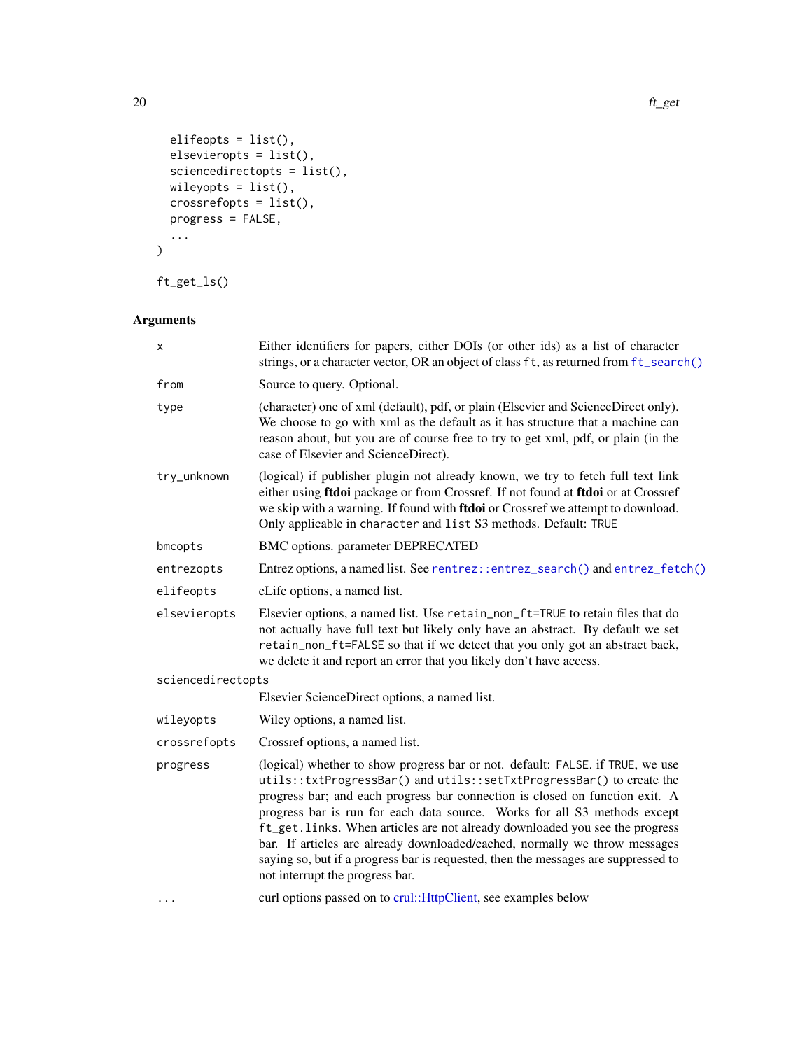```
  elifeopts = list(),
  elsevieropts = list(),
  sciencedirectopts = list(),
  wileyopts = list(),
  crossrefopts = list(),
  progress = FALSE,
  ...
)

ft_get_ls()
```

## Arguments

| | |
|---|---|
| `x` | Either identifiers for papers, either DOIs (or other ids) as a list of character strings, or a character vector, OR an object of class `ft`, as returned from `ft_search()` |
| `from` | Source to query. Optional. |
| `type` | (character) one of xml (default), pdf, or plain (Elsevier and ScienceDirect only). We choose to go with xml as the default as it has structure that a machine can reason about, but you are of course free to try to get xml, pdf, or plain (in the case of Elsevier and ScienceDirect). |
| `try_unknown` | (logical) if publisher plugin not already known, we try to fetch full text link either using **ftdoi** package or from Crossref. If not found at **ftdoi** or at Crossref we skip with a warning. If found with **ftdoi** or Crossref we attempt to download. Only applicable in `character` and `list` S3 methods. Default: `TRUE` |
| `bmcopts` | BMC options. parameter DEPRECATED |
| `entrezopts` | Entrez options, a named list. See `rentrez::entrez_search()` and `entrez_fetch()` |
| `elifeopts` | eLife options, a named list. |
| `elsevieropts` | Elsevier options, a named list. Use `retain_non_ft=TRUE` to retain files that do not actually have full text but likely only have an abstract. By default we set `retain_non_ft=FALSE` so that if we detect that you only got an abstract back, we delete it and report an error that you likely don't have access. |
| `sciencedirectopts` | Elsevier ScienceDirect options, a named list. |
| `wileyopts` | Wiley options, a named list. |
| `crossrefopts` | Crossref options, a named list. |
| `progress` | (logical) whether to show progress bar or not. default: `FALSE`. if `TRUE`, we use `utils::txtProgressBar()` and `utils::setTxtProgressBar()` to create the progress bar; and each progress bar connection is closed on function exit. A progress bar is run for each data source. Works for all S3 methods except `ft_get.links`. When articles are not already downloaded you see the progress bar. If articles are already downloaded/cached, normally we throw messages saying so, but if a progress bar is requested, then the messages are suppressed to not interrupt the progress bar. |
| `...` | curl options passed on to crul::HttpClient, see examples below |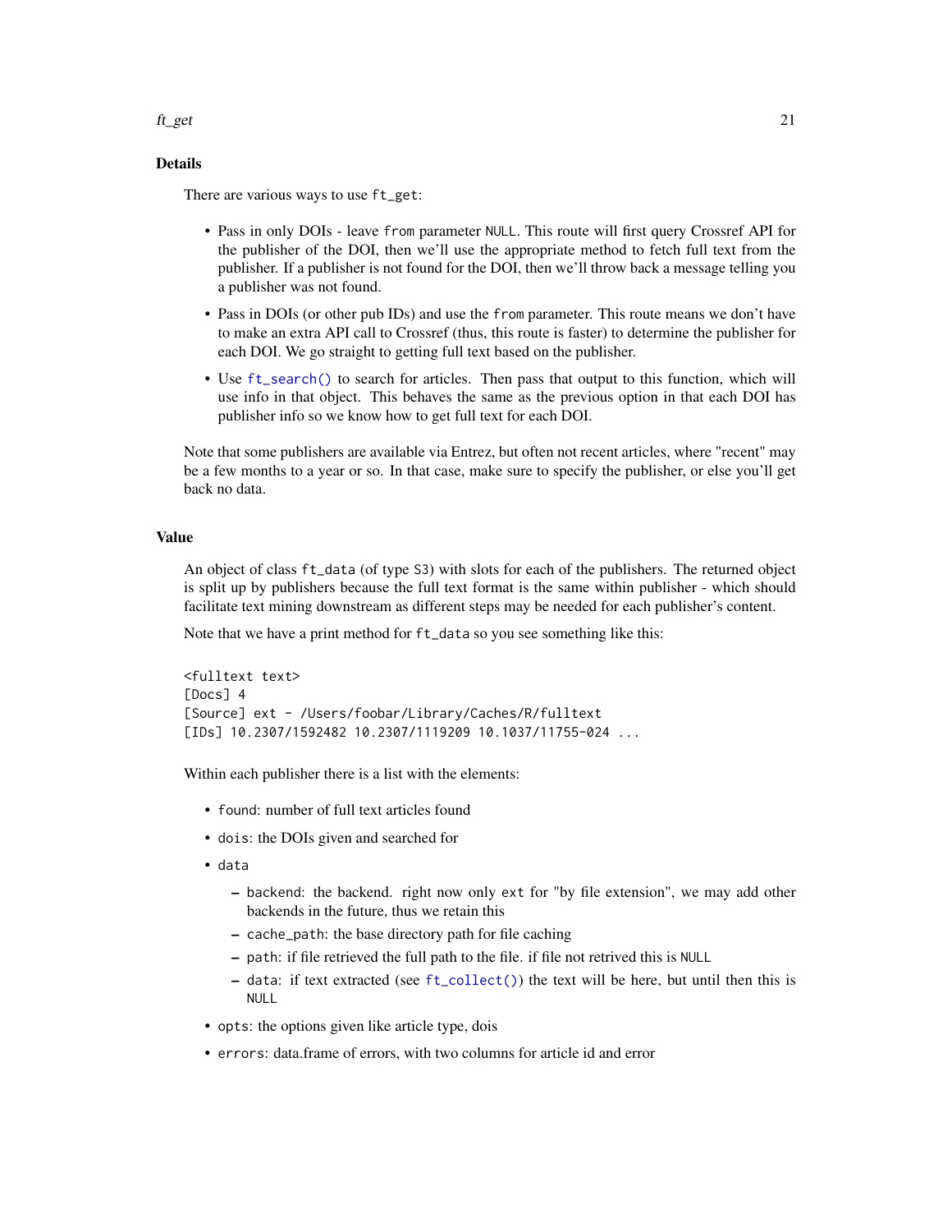## Details

There are various ways to use `ft_get`:

- Pass in only DOIs - leave `from` parameter `NULL`. This route will first query Crossref API for the publisher of the DOI, then we'll use the appropriate method to fetch full text from the publisher. If a publisher is not found for the DOI, then we'll throw back a message telling you a publisher was not found.
- Pass in DOIs (or other pub IDs) and use the `from` parameter. This route means we don't have to make an extra API call to Crossref (thus, this route is faster) to determine the publisher for each DOI. We go straight to getting full text based on the publisher.
- Use `ft_search()` to search for articles. Then pass that output to this function, which will use info in that object. This behaves the same as the previous option in that each DOI has publisher info so we know how to get full text for each DOI.

Note that some publishers are available via Entrez, but often not recent articles, where "recent" may be a few months to a year or so. In that case, make sure to specify the publisher, or else you'll get back no data.

## Value

An object of class `ft_data` (of type `S3`) with slots for each of the publishers. The returned object is split up by publishers because the full text format is the same within publisher - which should facilitate text mining downstream as different steps may be needed for each publisher's content.

Note that we have a print method for `ft_data` so you see something like this:

```
<fulltext text>
[Docs] 4
[Source] ext - /Users/foobar/Library/Caches/R/fulltext
[IDs] 10.2307/1592482 10.2307/1119209 10.1037/11755-024 ...
```

Within each publisher there is a list with the elements:

- `found`: number of full text articles found
- `dois`: the DOIs given and searched for
- `data`
  - `backend`: the backend. right now only `ext` for "by file extension", we may add other backends in the future, thus we retain this
  - `cache_path`: the base directory path for file caching
  - `path`: if file retrieved the full path to the file. if file not retrived this is `NULL`
  - `data`: if text extracted (see `ft_collect()`) the text will be here, but until then this is `NULL`
- `opts`: the options given like article type, dois
- `errors`: data.frame of errors, with two columns for article id and error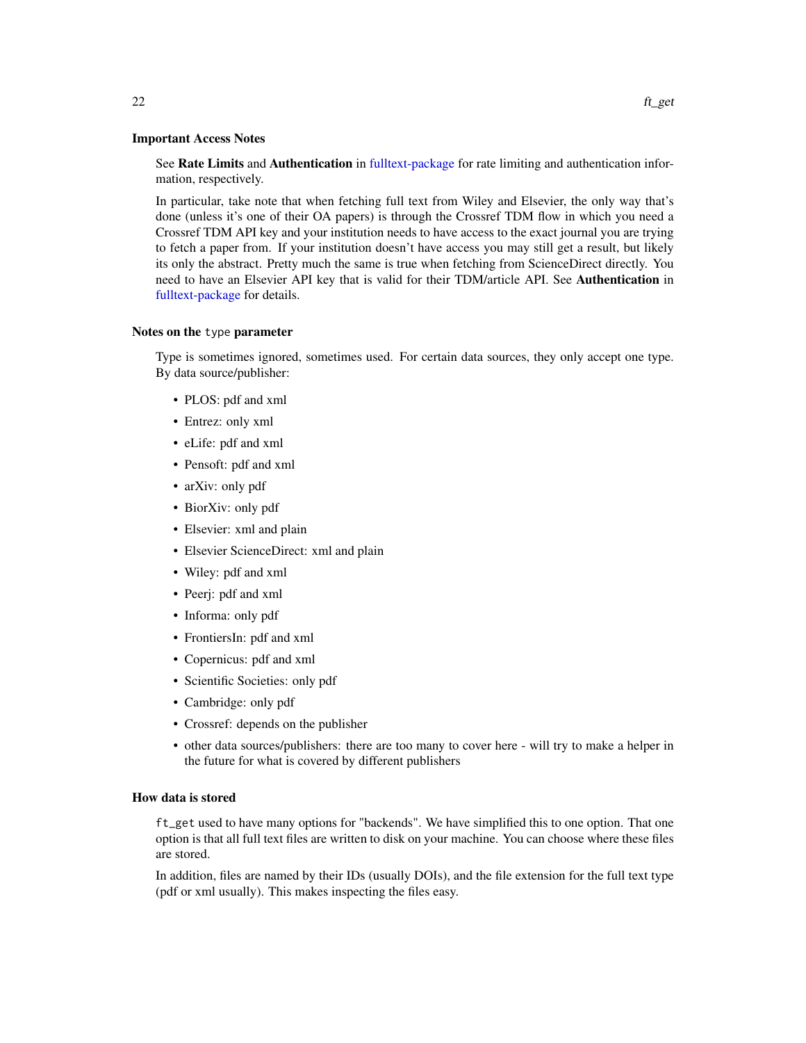### Important Access Notes

See **Rate Limits** and **Authentication** in fulltext-package for rate limiting and authentication information, respectively.

In particular, take note that when fetching full text from Wiley and Elsevier, the only way that's done (unless it's one of their OA papers) is through the Crossref TDM flow in which you need a Crossref TDM API key and your institution needs to have access to the exact journal you are trying to fetch a paper from. If your institution doesn't have access you may still get a result, but likely its only the abstract. Pretty much the same is true when fetching from ScienceDirect directly. You need to have an Elsevier API key that is valid for their TDM/article API. See **Authentication** in fulltext-package for details.

### Notes on the `type` parameter

Type is sometimes ignored, sometimes used. For certain data sources, they only accept one type. By data source/publisher:

- PLOS: pdf and xml
- Entrez: only xml
- eLife: pdf and xml
- Pensoft: pdf and xml
- arXiv: only pdf
- BiorXiv: only pdf
- Elsevier: xml and plain
- Elsevier ScienceDirect: xml and plain
- Wiley: pdf and xml
- Peerj: pdf and xml
- Informa: only pdf
- FrontiersIn: pdf and xml
- Copernicus: pdf and xml
- Scientific Societies: only pdf
- Cambridge: only pdf
- Crossref: depends on the publisher
- other data sources/publishers: there are too many to cover here - will try to make a helper in the future for what is covered by different publishers

### How data is stored

`ft_get` used to have many options for "backends". We have simplified this to one option. That one option is that all full text files are written to disk on your machine. You can choose where these files are stored.

In addition, files are named by their IDs (usually DOIs), and the file extension for the full text type (pdf or xml usually). This makes inspecting the files easy.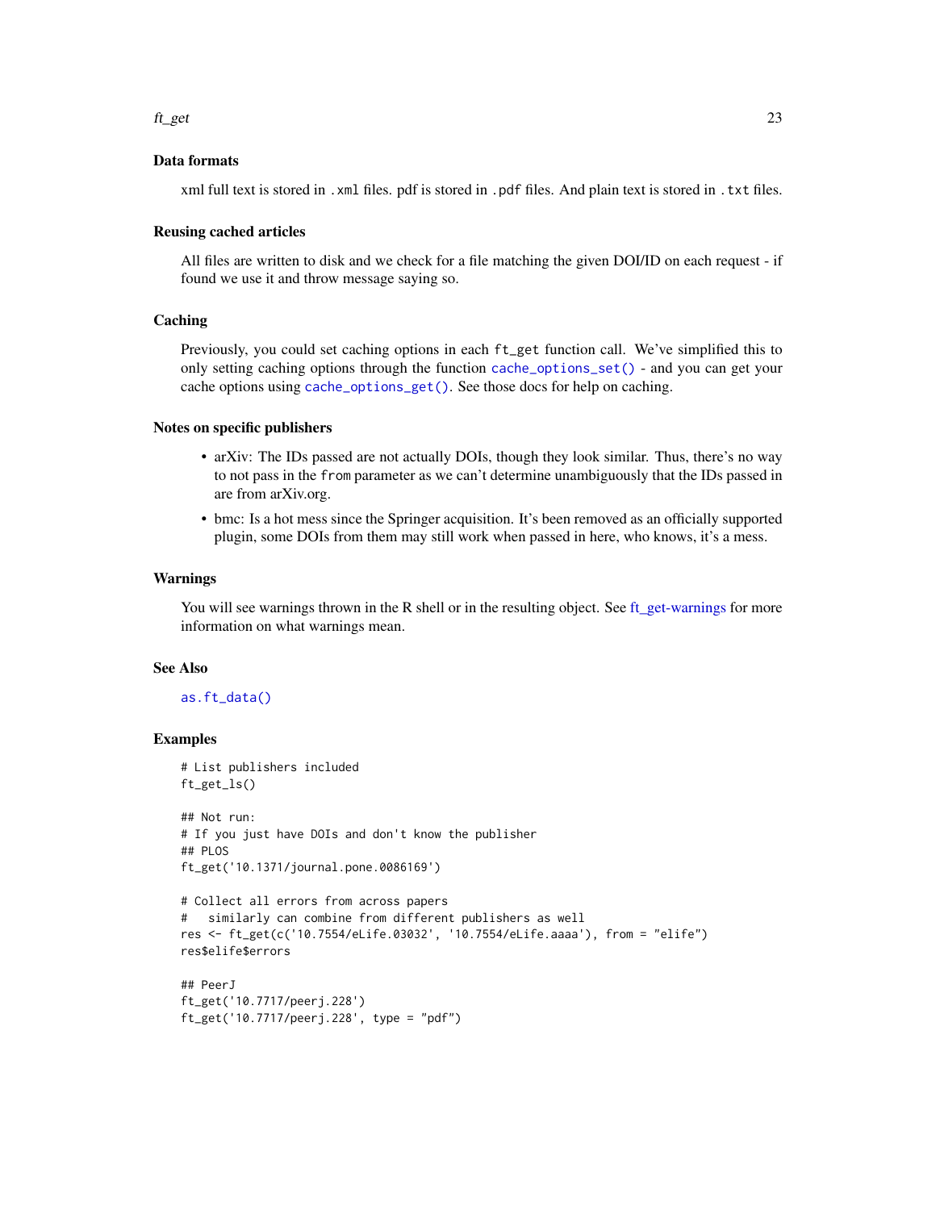### Data formats

xml full text is stored in `.xml` files. pdf is stored in `.pdf` files. And plain text is stored in `.txt` files.

### Reusing cached articles

All files are written to disk and we check for a file matching the given DOI/ID on each request - if found we use it and throw message saying so.

### Caching

Previously, you could set caching options in each `ft_get` function call. We've simplified this to only setting caching options through the function `cache_options_set()` - and you can get your cache options using `cache_options_get()`. See those docs for help on caching.

### Notes on specific publishers

- arXiv: The IDs passed are not actually DOIs, though they look similar. Thus, there's no way to not pass in the `from` parameter as we can't determine unambiguously that the IDs passed in are from arXiv.org.
- bmc: Is a hot mess since the Springer acquisition. It's been removed as an officially supported plugin, some DOIs from them may still work when passed in here, who knows, it's a mess.

### Warnings

You will see warnings thrown in the R shell or in the resulting object. See ft_get-warnings for more information on what warnings mean.

### See Also

`as.ft_data()`

### Examples

```
# List publishers included
ft_get_ls()

## Not run:
# If you just have DOIs and don't know the publisher
## PLOS
ft_get('10.1371/journal.pone.0086169')

# Collect all errors from across papers
#   similarly can combine from different publishers as well
res <- ft_get(c('10.7554/eLife.03032', '10.7554/eLife.aaaa'), from = "elife")
res$elife$errors

## PeerJ
ft_get('10.7717/peerj.228')
ft_get('10.7717/peerj.228', type = "pdf")
```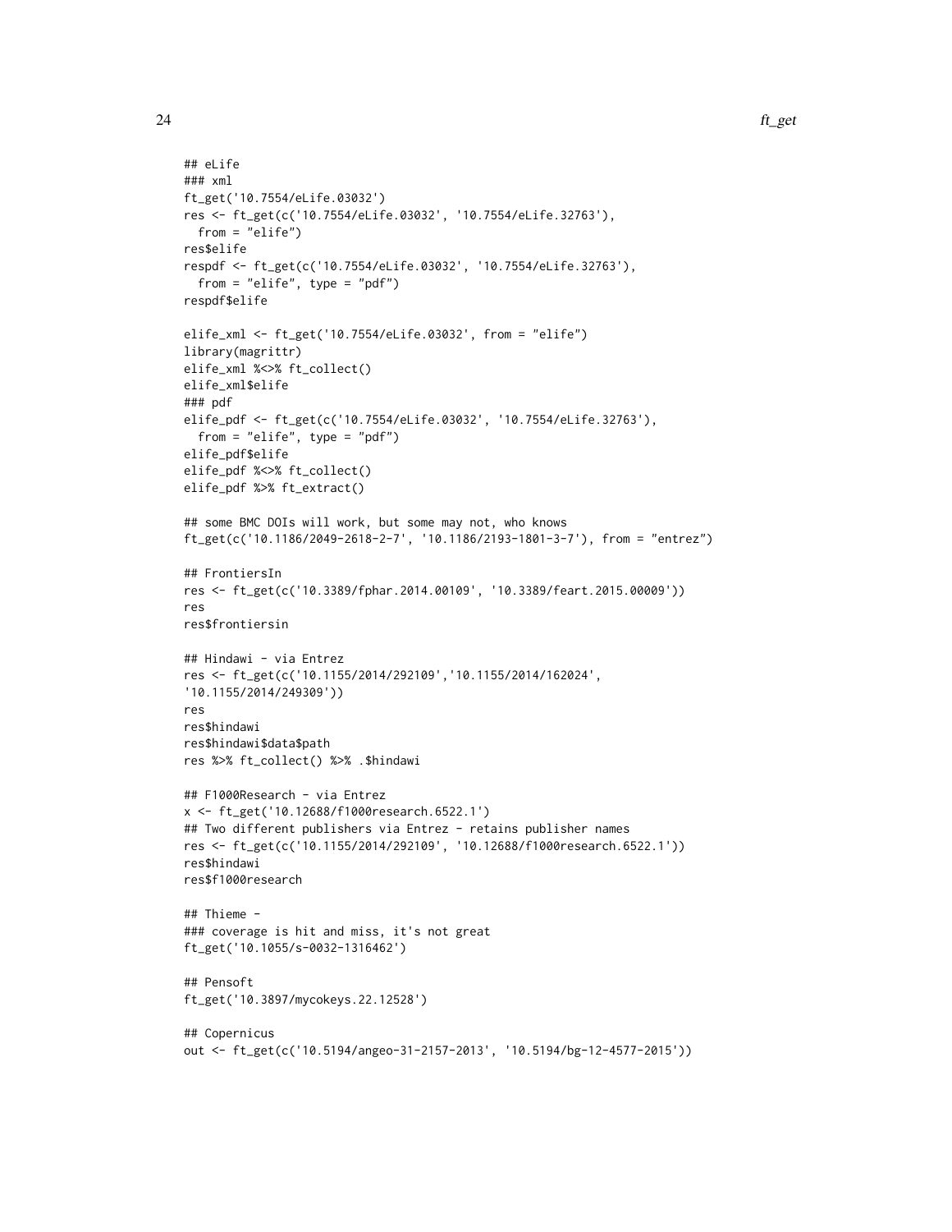```
## eLife
### xml
ft_get('10.7554/eLife.03032')
res <- ft_get(c('10.7554/eLife.03032', '10.7554/eLife.32763'),
  from = "elife")
res$elife
respdf <- ft_get(c('10.7554/eLife.03032', '10.7554/eLife.32763'),
  from = "elife", type = "pdf")
respdf$elife

elife_xml <- ft_get('10.7554/eLife.03032', from = "elife")
library(magrittr)
elife_xml %<>% ft_collect()
elife_xml$elife
### pdf
elife_pdf <- ft_get(c('10.7554/eLife.03032', '10.7554/eLife.32763'),
  from = "elife", type = "pdf")
elife_pdf$elife
elife_pdf %<>% ft_collect()
elife_pdf %>% ft_extract()

## some BMC DOIs will work, but some may not, who knows
ft_get(c('10.1186/2049-2618-2-7', '10.1186/2193-1801-3-7'), from = "entrez")

## FrontiersIn
res <- ft_get(c('10.3389/fphar.2014.00109', '10.3389/feart.2015.00009'))
res
res$frontiersin

## Hindawi - via Entrez
res <- ft_get(c('10.1155/2014/292109','10.1155/2014/162024',
'10.1155/2014/249309'))
res
res$hindawi
res$hindawi$data$path
res %>% ft_collect() %>% .$hindawi

## F1000Research - via Entrez
x <- ft_get('10.12688/f1000research.6522.1')
## Two different publishers via Entrez - retains publisher names
res <- ft_get(c('10.1155/2014/292109', '10.12688/f1000research.6522.1'))
res$hindawi
res$f1000research

## Thieme -
### coverage is hit and miss, it's not great
ft_get('10.1055/s-0032-1316462')

## Pensoft
ft_get('10.3897/mycokeys.22.12528')

## Copernicus
out <- ft_get(c('10.5194/angeo-31-2157-2013', '10.5194/bg-12-4577-2015'))
```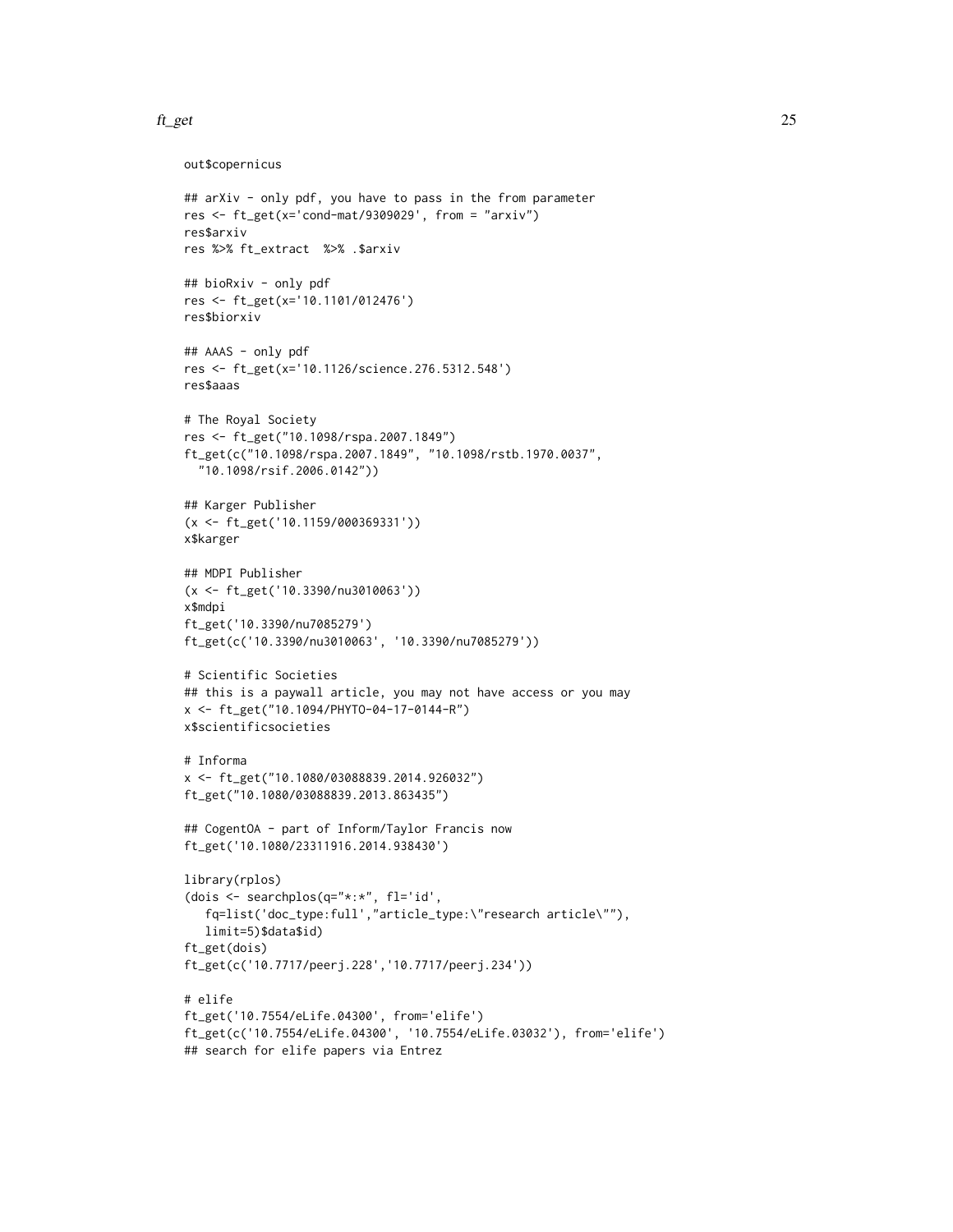```
out$copernicus

## arXiv - only pdf, you have to pass in the from parameter
res <- ft_get(x='cond-mat/9309029', from = "arxiv")
res$arxiv
res %>% ft_extract  %>% .$arxiv

## bioRxiv - only pdf
res <- ft_get(x='10.1101/012476')
res$biorxiv

## AAAS - only pdf
res <- ft_get(x='10.1126/science.276.5312.548')
res$aaas

# The Royal Society
res <- ft_get("10.1098/rspa.2007.1849")
ft_get(c("10.1098/rspa.2007.1849", "10.1098/rstb.1970.0037",
  "10.1098/rsif.2006.0142"))

## Karger Publisher
(x <- ft_get('10.1159/000369331'))
x$karger

## MDPI Publisher
(x <- ft_get('10.3390/nu3010063'))
x$mdpi
ft_get('10.3390/nu7085279')
ft_get(c('10.3390/nu3010063', '10.3390/nu7085279'))

# Scientific Societies
## this is a paywall article, you may not have access or you may
x <- ft_get("10.1094/PHYTO-04-17-0144-R")
x$scientificsocieties

# Informa
x <- ft_get("10.1080/03088839.2014.926032")
ft_get("10.1080/03088839.2013.863435")

## CogentOA - part of Inform/Taylor Francis now
ft_get('10.1080/23311916.2014.938430')

library(rplos)
(dois <- searchplos(q="*:*", fl='id',
   fq=list('doc_type:full',"article_type:\"research article\""),
   limit=5)$data$id)
ft_get(dois)
ft_get(c('10.7717/peerj.228','10.7717/peerj.234'))

# elife
ft_get('10.7554/eLife.04300', from='elife')
ft_get(c('10.7554/eLife.04300', '10.7554/eLife.03032'), from='elife')
## search for elife papers via Entrez
```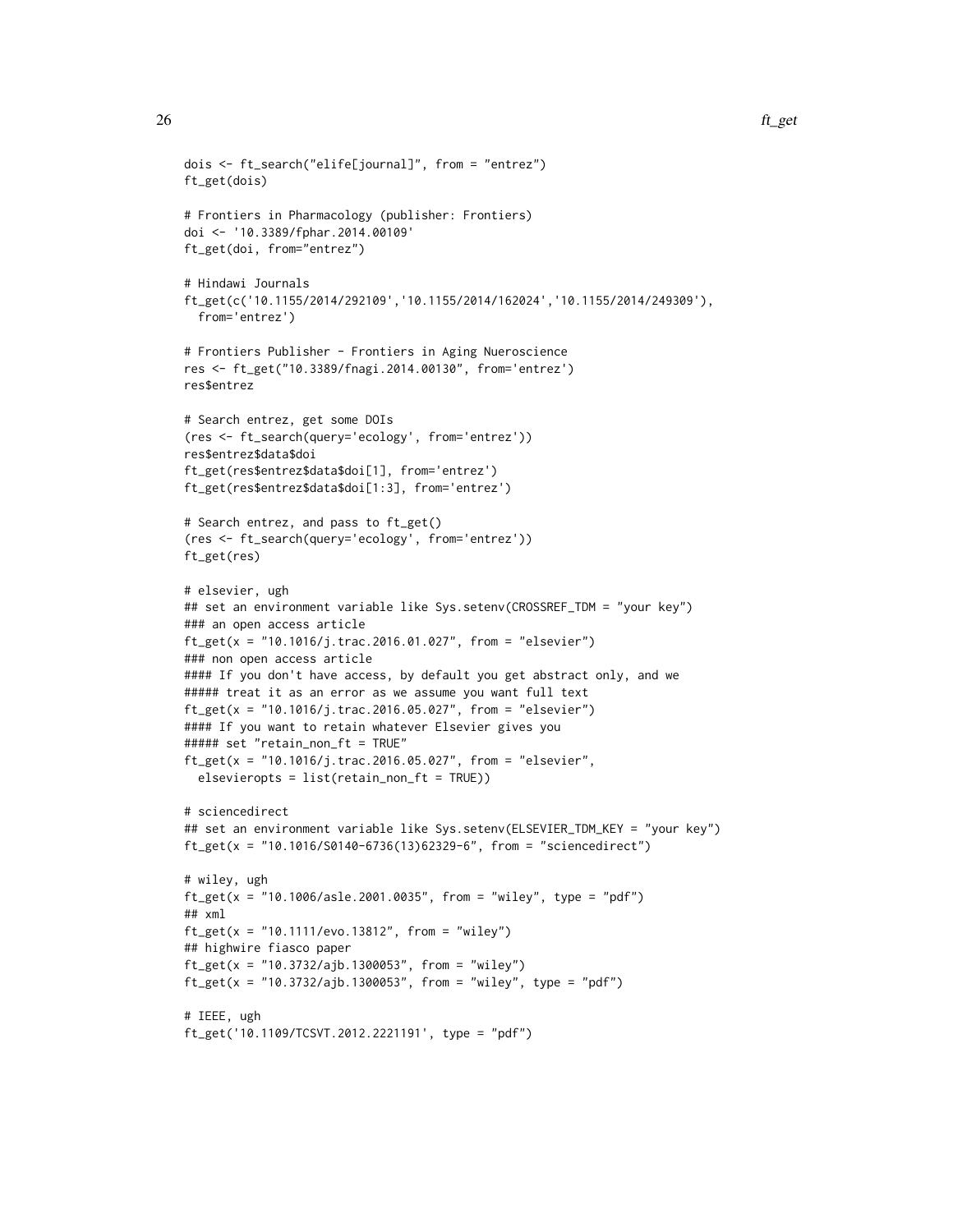```
dois <- ft_search("elife[journal]", from = "entrez")
ft_get(dois)

# Frontiers in Pharmacology (publisher: Frontiers)
doi <- '10.3389/fphar.2014.00109'
ft_get(doi, from="entrez")

# Hindawi Journals
ft_get(c('10.1155/2014/292109','10.1155/2014/162024','10.1155/2014/249309'),
  from='entrez')

# Frontiers Publisher - Frontiers in Aging Nueroscience
res <- ft_get("10.3389/fnagi.2014.00130", from='entrez')
res$entrez

# Search entrez, get some DOIs
(res <- ft_search(query='ecology', from='entrez'))
res$entrez$data$doi
ft_get(res$entrez$data$doi[1], from='entrez')
ft_get(res$entrez$data$doi[1:3], from='entrez')

# Search entrez, and pass to ft_get()
(res <- ft_search(query='ecology', from='entrez'))
ft_get(res)

# elsevier, ugh
## set an environment variable like Sys.setenv(CROSSREF_TDM = "your key")
### an open access article
ft_get(x = "10.1016/j.trac.2016.01.027", from = "elsevier")
### non open access article
#### If you don't have access, by default you get abstract only, and we
##### treat it as an error as we assume you want full text
ft_get(x = "10.1016/j.trac.2016.05.027", from = "elsevier")
#### If you want to retain whatever Elsevier gives you
##### set "retain_non_ft = TRUE"
ft_get(x = "10.1016/j.trac.2016.05.027", from = "elsevier",
  elsevieropts = list(retain_non_ft = TRUE))

# sciencedirect
## set an environment variable like Sys.setenv(ELSEVIER_TDM_KEY = "your key")
ft_get(x = "10.1016/S0140-6736(13)62329-6", from = "sciencedirect")

# wiley, ugh
ft_get(x = "10.1006/asle.2001.0035", from = "wiley", type = "pdf")
## xml
ft_get(x = "10.1111/evo.13812", from = "wiley")
## highwire fiasco paper
ft_get(x = "10.3732/ajb.1300053", from = "wiley")
ft_get(x = "10.3732/ajb.1300053", from = "wiley", type = "pdf")

# IEEE, ugh
ft_get('10.1109/TCSVT.2012.2221191', type = "pdf")
```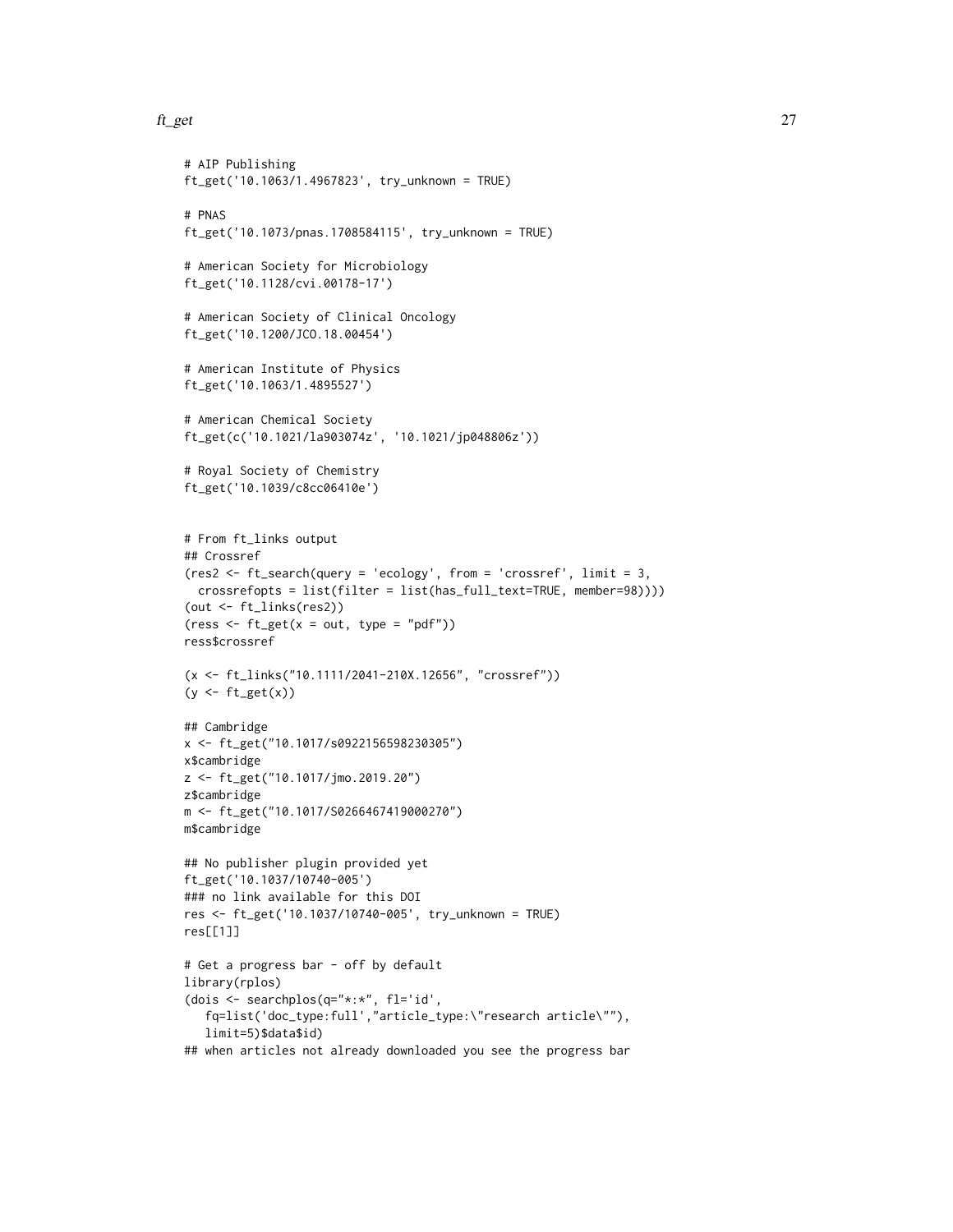```
# AIP Publishing
ft_get('10.1063/1.4967823', try_unknown = TRUE)

# PNAS
ft_get('10.1073/pnas.1708584115', try_unknown = TRUE)

# American Society for Microbiology
ft_get('10.1128/cvi.00178-17')

# American Society of Clinical Oncology
ft_get('10.1200/JCO.18.00454')

# American Institute of Physics
ft_get('10.1063/1.4895527')

# American Chemical Society
ft_get(c('10.1021/la903074z', '10.1021/jp048806z'))

# Royal Society of Chemistry
ft_get('10.1039/c8cc06410e')


# From ft_links output
## Crossref
(res2 <- ft_search(query = 'ecology', from = 'crossref', limit = 3,
  crossrefopts = list(filter = list(has_full_text=TRUE, member=98))))
(out <- ft_links(res2))
(ress <- ft_get(x = out, type = "pdf"))
ress$crossref

(x <- ft_links("10.1111/2041-210X.12656", "crossref"))
(y <- ft_get(x))

## Cambridge
x <- ft_get("10.1017/s0922156598230305")
x$cambridge
z <- ft_get("10.1017/jmo.2019.20")
z$cambridge
m <- ft_get("10.1017/S0266467419000270")
m$cambridge

## No publisher plugin provided yet
ft_get('10.1037/10740-005')
### no link available for this DOI
res <- ft_get('10.1037/10740-005', try_unknown = TRUE)
res[[1]]

# Get a progress bar - off by default
library(rplos)
(dois <- searchplos(q="*:*", fl='id',
   fq=list('doc_type:full',"article_type:\"research article\""),
   limit=5)$data$id)
## when articles not already downloaded you see the progress bar
```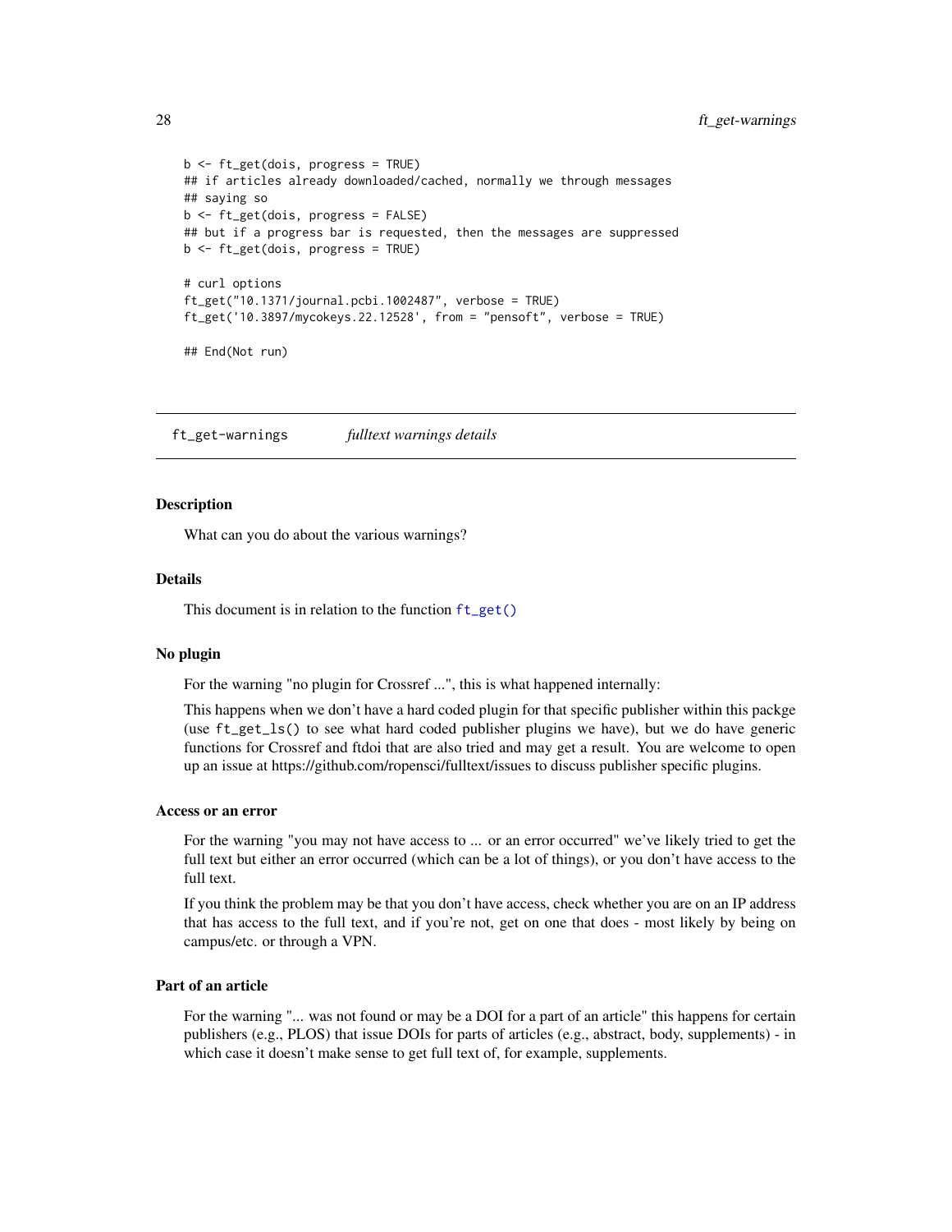```
b <- ft_get(dois, progress = TRUE)
## if articles already downloaded/cached, normally we through messages
## saying so
b <- ft_get(dois, progress = FALSE)
## but if a progress bar is requested, then the messages are suppressed
b <- ft_get(dois, progress = TRUE)

# curl options
ft_get("10.1371/journal.pcbi.1002487", verbose = TRUE)
ft_get('10.3897/mycokeys.22.12528', from = "pensoft", verbose = TRUE)

## End(Not run)
```

---

## ft_get-warnings *fulltext warnings details*

---

### Description

What can you do about the various warnings?

### Details

This document is in relation to the function `ft_get()`

### No plugin

For the warning "no plugin for Crossref ...", this is what happened internally:

This happens when we don't have a hard coded plugin for that specific publisher within this packge (use `ft_get_ls()` to see what hard coded publisher plugins we have), but we do have generic functions for Crossref and ftdoi that are also tried and may get a result. You are welcome to open up an issue at https://github.com/ropensci/fulltext/issues to discuss publisher specific plugins.

### Access or an error

For the warning "you may not have access to ... or an error occurred" we've likely tried to get the full text but either an error occurred (which can be a lot of things), or you don't have access to the full text.

If you think the problem may be that you don't have access, check whether you are on an IP address that has access to the full text, and if you're not, get on one that does - most likely by being on campus/etc. or through a VPN.

### Part of an article

For the warning "... was not found or may be a DOI for a part of an article" this happens for certain publishers (e.g., PLOS) that issue DOIs for parts of articles (e.g., abstract, body, supplements) - in which case it doesn't make sense to get full text of, for example, supplements.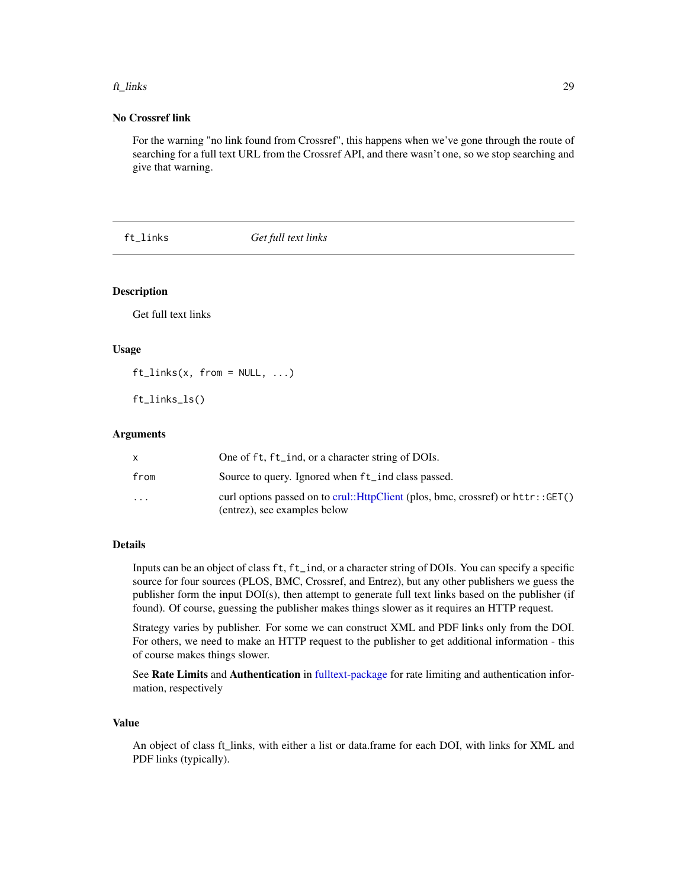### No Crossref link

For the warning "no link found from Crossref", this happens when we've gone through the route of searching for a full text URL from the Crossref API, and there wasn't one, so we stop searching and give that warning.

---

## ft_links — *Get full text links*

---

### Description

Get full text links

### Usage

```
ft_links(x, from = NULL, ...)

ft_links_ls()
```

### Arguments

| | |
|---|---|
| x | One of `ft`, `ft_ind`, or a character string of DOIs. |
| from | Source to query. Ignored when `ft_ind` class passed. |
| ... | curl options passed on to crul::HttpClient (plos, bmc, crossref) or `httr::GET()` (entrez), see examples below |

### Details

Inputs can be an object of class `ft`, `ft_ind`, or a character string of DOIs. You can specify a specific source for four sources (PLOS, BMC, Crossref, and Entrez), but any other publishers we guess the publisher form the input DOI(s), then attempt to generate full text links based on the publisher (if found). Of course, guessing the publisher makes things slower as it requires an HTTP request.

Strategy varies by publisher. For some we can construct XML and PDF links only from the DOI. For others, we need to make an HTTP request to the publisher to get additional information - this of course makes things slower.

See **Rate Limits** and **Authentication** in fulltext-package for rate limiting and authentication information, respectively

### Value

An object of class ft_links, with either a list or data.frame for each DOI, with links for XML and PDF links (typically).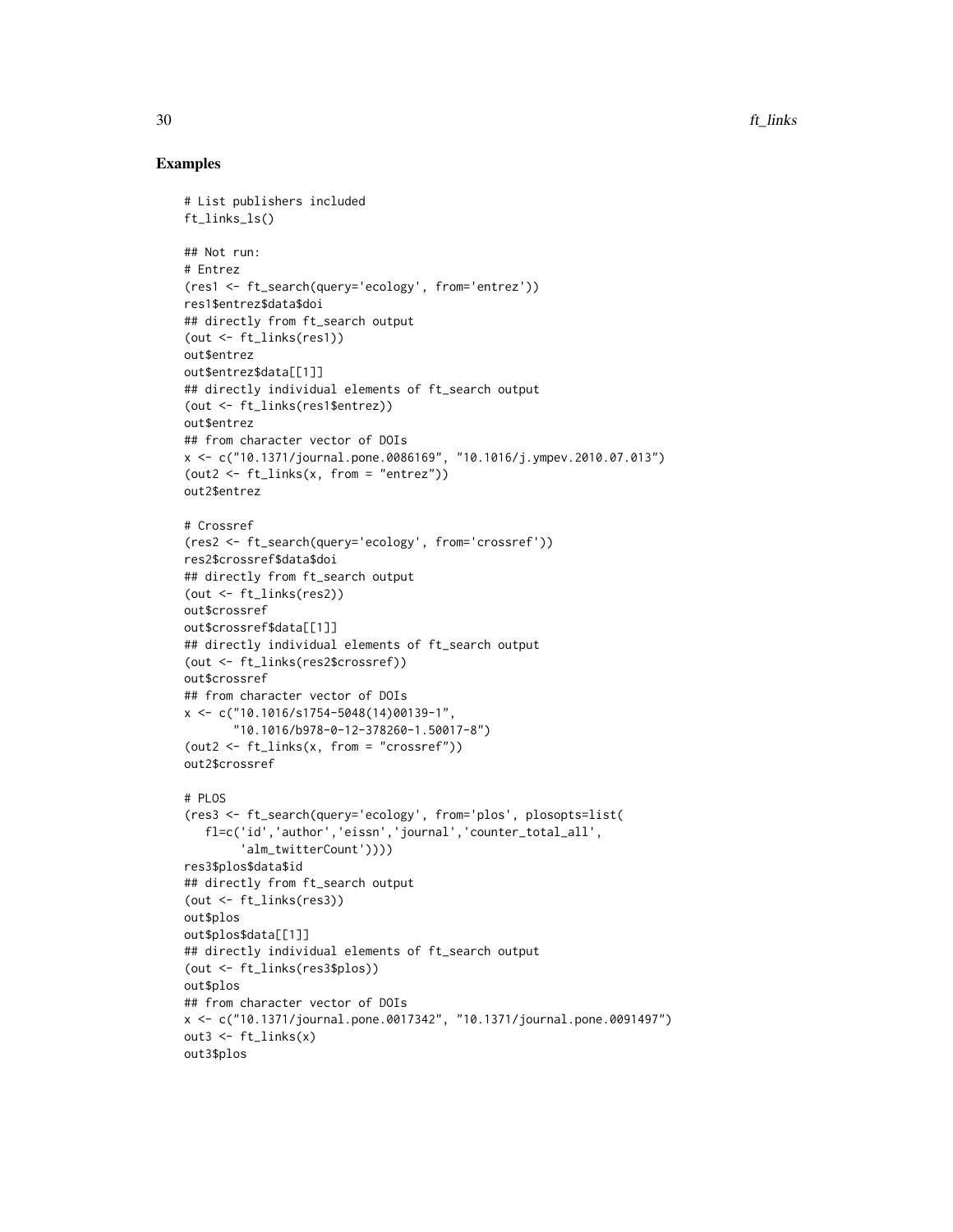## Examples

```
# List publishers included
ft_links_ls()

## Not run:
# Entrez
(res1 <- ft_search(query='ecology', from='entrez'))
res1$entrez$data$doi
## directly from ft_search output
(out <- ft_links(res1))
out$entrez
out$entrez$data[[1]]
## directly individual elements of ft_search output
(out <- ft_links(res1$entrez))
out$entrez
## from character vector of DOIs
x <- c("10.1371/journal.pone.0086169", "10.1016/j.ympev.2010.07.013")
(out2 <- ft_links(x, from = "entrez"))
out2$entrez

# Crossref
(res2 <- ft_search(query='ecology', from='crossref'))
res2$crossref$data$doi
## directly from ft_search output
(out <- ft_links(res2))
out$crossref
out$crossref$data[[1]]
## directly individual elements of ft_search output
(out <- ft_links(res2$crossref))
out$crossref
## from character vector of DOIs
x <- c("10.1016/s1754-5048(14)00139-1",
       "10.1016/b978-0-12-378260-1.50017-8")
(out2 <- ft_links(x, from = "crossref"))
out2$crossref

# PLOS
(res3 <- ft_search(query='ecology', from='plos', plosopts=list(
   fl=c('id','author','eissn','journal','counter_total_all',
        'alm_twitterCount'))))
res3$plos$data$id
## directly from ft_search output
(out <- ft_links(res3))
out$plos
out$plos$data[[1]]
## directly individual elements of ft_search output
(out <- ft_links(res3$plos))
out$plos
## from character vector of DOIs
x <- c("10.1371/journal.pone.0017342", "10.1371/journal.pone.0091497")
out3 <- ft_links(x)
out3$plos
```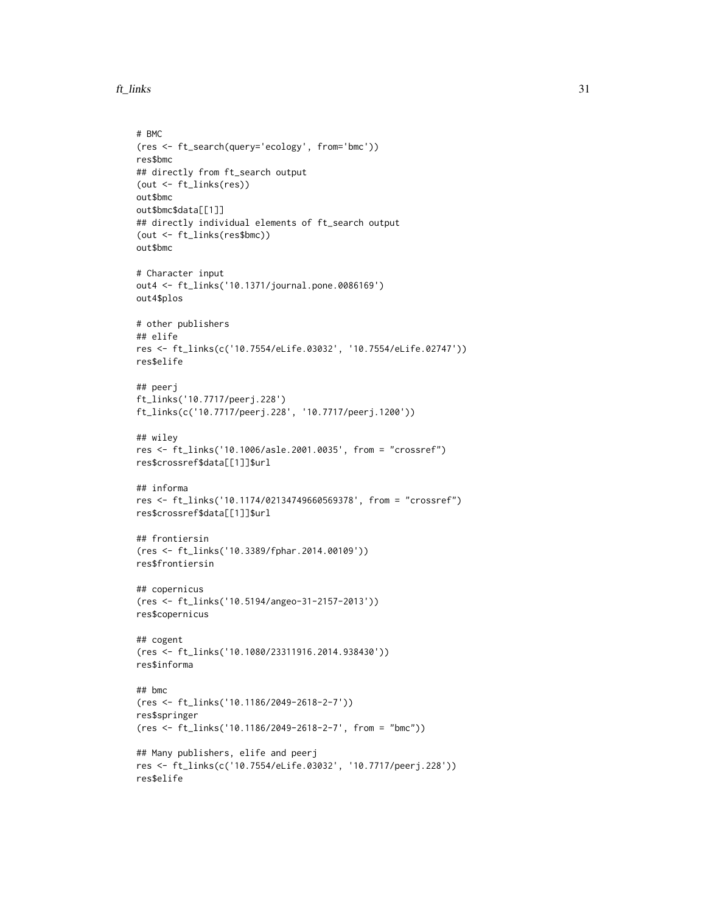```
# BMC
(res <- ft_search(query='ecology', from='bmc'))
res$bmc
## directly from ft_search output
(out <- ft_links(res))
out$bmc
out$bmc$data[[1]]
## directly individual elements of ft_search output
(out <- ft_links(res$bmc))
out$bmc

# Character input
out4 <- ft_links('10.1371/journal.pone.0086169')
out4$plos

# other publishers
## elife
res <- ft_links(c('10.7554/eLife.03032', '10.7554/eLife.02747'))
res$elife

## peerj
ft_links('10.7717/peerj.228')
ft_links(c('10.7717/peerj.228', '10.7717/peerj.1200'))

## wiley
res <- ft_links('10.1006/asle.2001.0035', from = "crossref")
res$crossref$data[[1]]$url

## informa
res <- ft_links('10.1174/02134749660569378', from = "crossref")
res$crossref$data[[1]]$url

## frontiersin
(res <- ft_links('10.3389/fphar.2014.00109'))
res$frontiersin

## copernicus
(res <- ft_links('10.5194/angeo-31-2157-2013'))
res$copernicus

## cogent
(res <- ft_links('10.1080/23311916.2014.938430'))
res$informa

## bmc
(res <- ft_links('10.1186/2049-2618-2-7'))
res$springer
(res <- ft_links('10.1186/2049-2618-2-7', from = "bmc"))

## Many publishers, elife and peerj
res <- ft_links(c('10.7554/eLife.03032', '10.7717/peerj.228'))
res$elife
```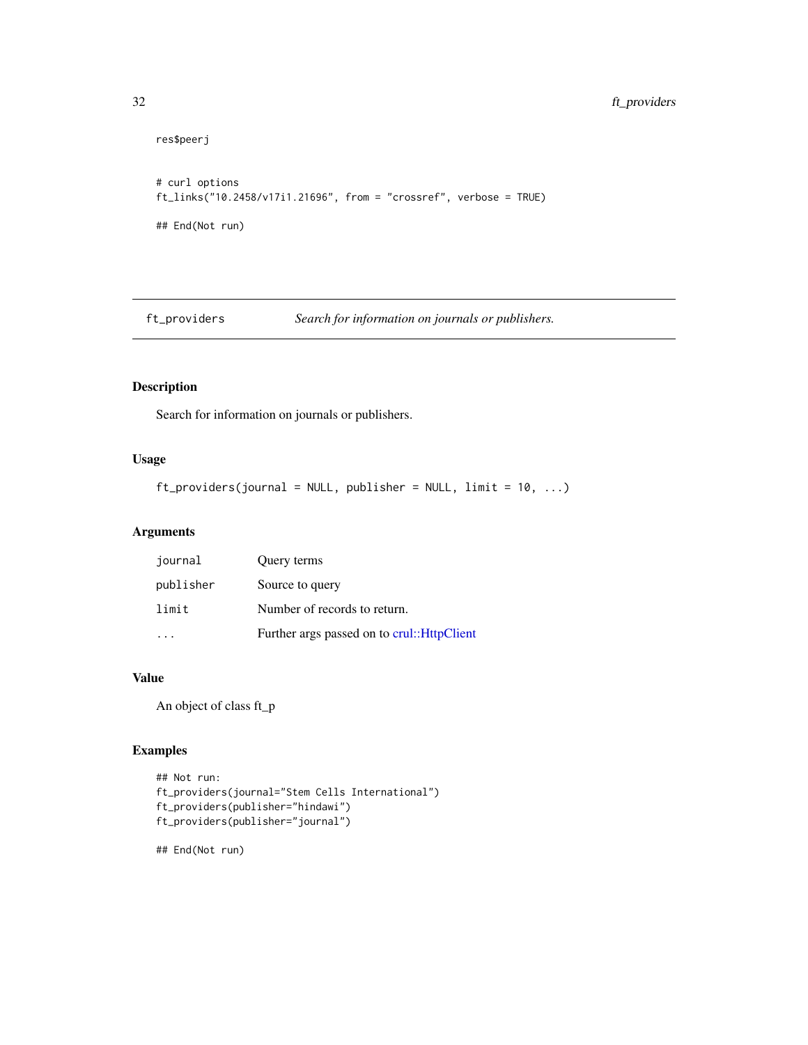```
res$peerj

# curl options
ft_links("10.2458/v17i1.21696", from = "crossref", verbose = TRUE)

## End(Not run)
```

## ft_providers *Search for information on journals or publishers.*

### Description

Search for information on journals or publishers.

### Usage

```
ft_providers(journal = NULL, publisher = NULL, limit = 10, ...)
```

### Arguments

| | |
|---|---|
| journal | Query terms |
| publisher | Source to query |
| limit | Number of records to return. |
| ... | Further args passed on to crul::HttpClient |

### Value

An object of class ft_p

### Examples

```
## Not run:
ft_providers(journal="Stem Cells International")
ft_providers(publisher="hindawi")
ft_providers(publisher="journal")

## End(Not run)
```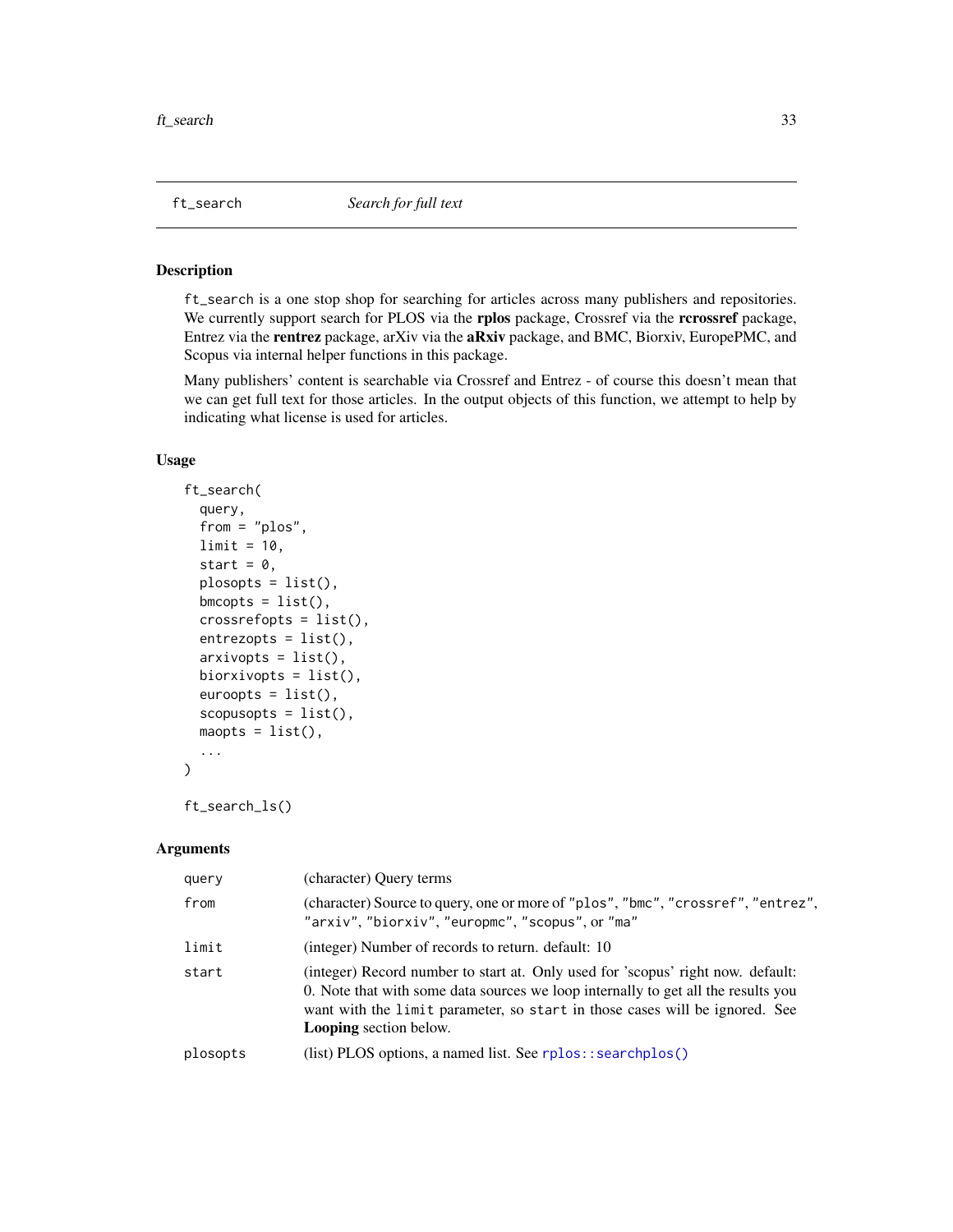## ft_search — *Search for full text*

### Description

`ft_search` is a one stop shop for searching for articles across many publishers and repositories. We currently support search for PLOS via the **rplos** package, Crossref via the **rcrossref** package, Entrez via the **rentrez** package, arXiv via the **aRxiv** package, and BMC, Biorxiv, EuropePMC, and Scopus via internal helper functions in this package.

Many publishers' content is searchable via Crossref and Entrez - of course this doesn't mean that we can get full text for those articles. In the output objects of this function, we attempt to help by indicating what license is used for articles.

### Usage

```
ft_search(
  query,
  from = "plos",
  limit = 10,
  start = 0,
  plosopts = list(),
  bmcopts = list(),
  crossrefopts = list(),
  entrezopts = list(),
  arxivopts = list(),
  biorxivopts = list(),
  euroopts = list(),
  scopusopts = list(),
  maopts = list(),
  ...
)

ft_search_ls()
```

### Arguments

| | |
|---|---|
| `query` | (character) Query terms |
| `from` | (character) Source to query, one or more of `"plos"`, `"bmc"`, `"crossref"`, `"entrez"`, `"arxiv"`, `"biorxiv"`, `"europmc"`, `"scopus"`, or `"ma"` |
| `limit` | (integer) Number of records to return. default: 10 |
| `start` | (integer) Record number to start at. Only used for 'scopus' right now. default: 0. Note that with some data sources we loop internally to get all the results you want with the `limit` parameter, so `start` in those cases will be ignored. See **Looping** section below. |
| `plosopts` | (list) PLOS options, a named list. See `rplos::searchplos()` |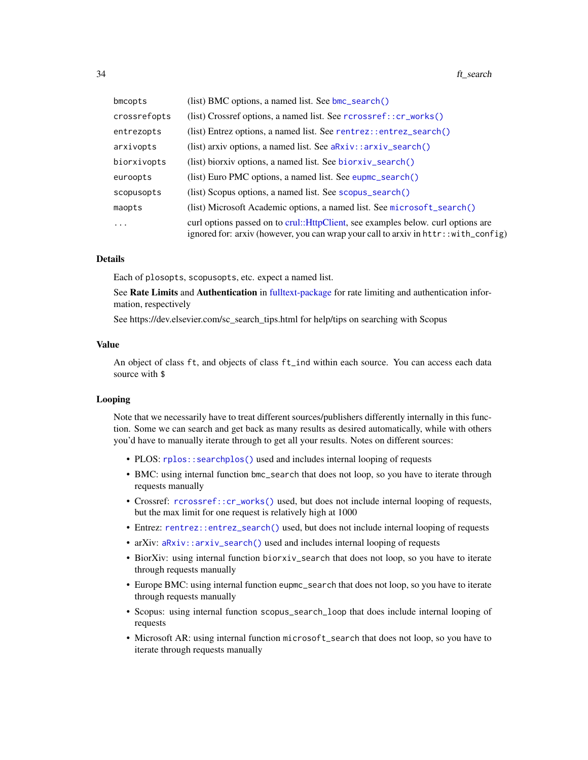| | |
|---|---|
| bmcopts | (list) BMC options, a named list. See `bmc_search()` |
| crossrefopts | (list) Crossref options, a named list. See `rcrossref::cr_works()` |
| entrezopts | (list) Entrez options, a named list. See `rentrez::entrez_search()` |
| arxivopts | (list) arxiv options, a named list. See `aRxiv::arxiv_search()` |
| biorxivopts | (list) biorxiv options, a named list. See `biorxiv_search()` |
| euroopts | (list) Euro PMC options, a named list. See `eupmc_search()` |
| scopusopts | (list) Scopus options, a named list. See `scopus_search()` |
| maopts | (list) Microsoft Academic options, a named list. See `microsoft_search()` |
| ... | curl options passed on to crul::HttpClient, see examples below. curl options are ignored for: arxiv (however, you can wrap your call to arxiv in `httr::with_config`) |

## Details

Each of `plosopts`, `scopusopts`, etc. expect a named list.

See **Rate Limits** and **Authentication** in fulltext-package for rate limiting and authentication information, respectively

See https://dev.elsevier.com/sc_search_tips.html for help/tips on searching with Scopus

## Value

An object of class `ft`, and objects of class `ft_ind` within each source. You can access each data source with `$`

## Looping

Note that we necessarily have to treat different sources/publishers differently internally in this function. Some we can search and get back as many results as desired automatically, while with others you'd have to manually iterate through to get all your results. Notes on different sources:

- PLOS: `rplos::searchplos()` used and includes internal looping of requests
- BMC: using internal function `bmc_search` that does not loop, so you have to iterate through requests manually
- Crossref: `rcrossref::cr_works()` used, but does not include internal looping of requests, but the max limit for one request is relatively high at 1000
- Entrez: `rentrez::entrez_search()` used, but does not include internal looping of requests
- arXiv: `aRxiv::arxiv_search()` used and includes internal looping of requests
- BiorXiv: using internal function `biorxiv_search` that does not loop, so you have to iterate through requests manually
- Europe BMC: using internal function `eupmc_search` that does not loop, so you have to iterate through requests manually
- Scopus: using internal function `scopus_search_loop` that does include internal looping of requests
- Microsoft AR: using internal function `microsoft_search` that does not loop, so you have to iterate through requests manually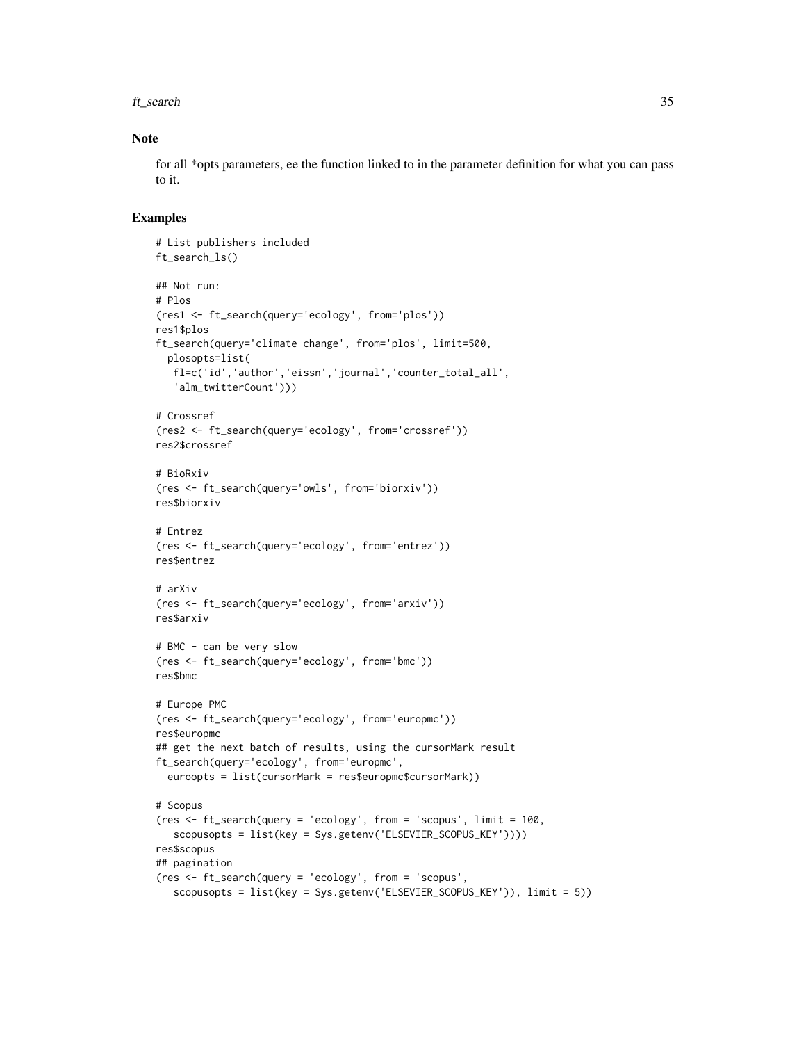## Note

for all *opts parameters, ee the function linked to in the parameter definition for what you can pass to it.

## Examples

```
# List publishers included
ft_search_ls()

## Not run:
# Plos
(res1 <- ft_search(query='ecology', from='plos'))
res1$plos
ft_search(query='climate change', from='plos', limit=500,
  plosopts=list(
   fl=c('id','author','eissn','journal','counter_total_all',
   'alm_twitterCount')))

# Crossref
(res2 <- ft_search(query='ecology', from='crossref'))
res2$crossref

# BioRxiv
(res <- ft_search(query='owls', from='biorxiv'))
res$biorxiv

# Entrez
(res <- ft_search(query='ecology', from='entrez'))
res$entrez

# arXiv
(res <- ft_search(query='ecology', from='arxiv'))
res$arxiv

# BMC - can be very slow
(res <- ft_search(query='ecology', from='bmc'))
res$bmc

# Europe PMC
(res <- ft_search(query='ecology', from='europmc'))
res$europmc
## get the next batch of results, using the cursorMark result
ft_search(query='ecology', from='europmc',
  euroopts = list(cursorMark = res$europmc$cursorMark))

# Scopus
(res <- ft_search(query = 'ecology', from = 'scopus', limit = 100,
   scopusopts = list(key = Sys.getenv('ELSEVIER_SCOPUS_KEY'))))
res$scopus
## pagination
(res <- ft_search(query = 'ecology', from = 'scopus',
   scopusopts = list(key = Sys.getenv('ELSEVIER_SCOPUS_KEY')), limit = 5))
```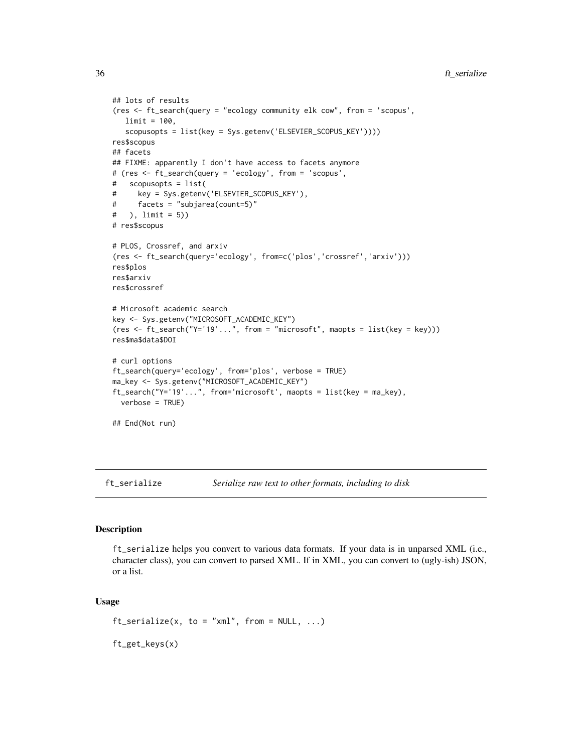```
## lots of results
(res <- ft_search(query = "ecology community elk cow", from = 'scopus',
   limit = 100,
   scopusopts = list(key = Sys.getenv('ELSEVIER_SCOPUS_KEY'))))
res$scopus
## facets
## FIXME: apparently I don't have access to facets anymore
# (res <- ft_search(query = 'ecology', from = 'scopus',
#   scopusopts = list(
#     key = Sys.getenv('ELSEVIER_SCOPUS_KEY'),
#     facets = "subjarea(count=5)"
#   ), limit = 5))
# res$scopus

# PLOS, Crossref, and arxiv
(res <- ft_search(query='ecology', from=c('plos','crossref','arxiv')))
res$plos
res$arxiv
res$crossref

# Microsoft academic search
key <- Sys.getenv("MICROSOFT_ACADEMIC_KEY")
(res <- ft_search("Y='19'...", from = "microsoft", maopts = list(key = key)))
res$ma$data$DOI

# curl options
ft_search(query='ecology', from='plos', verbose = TRUE)
ma_key <- Sys.getenv("MICROSOFT_ACADEMIC_KEY")
ft_search("Y='19'...", from='microsoft', maopts = list(key = ma_key),
  verbose = TRUE)

## End(Not run)
```

## ft_serialize — *Serialize raw text to other formats, including to disk*

### Description

ft_serialize helps you convert to various data formats. If your data is in unparsed XML (i.e., character class), you can convert to parsed XML. If in XML, you can convert to (ugly-ish) JSON, or a list.

### Usage

```
ft_serialize(x, to = "xml", from = NULL, ...)

ft_get_keys(x)
```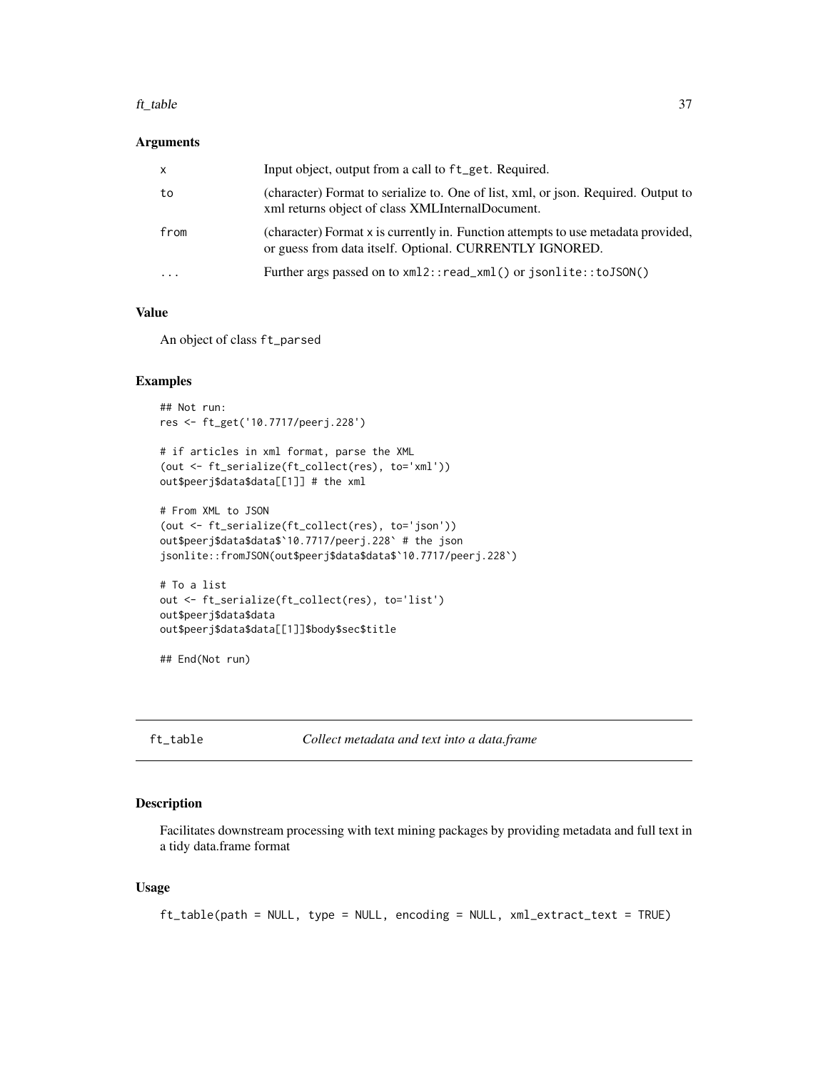### Arguments

| | |
|---|---|
| x | Input object, output from a call to `ft_get`. Required. |
| to | (character) Format to serialize to. One of list, xml, or json. Required. Output to xml returns object of class XMLInternalDocument. |
| from | (character) Format x is currently in. Function attempts to use metadata provided, or guess from data itself. Optional. CURRENTLY IGNORED. |
| ... | Further args passed on to `xml2::read_xml()` or `jsonlite::toJSON()` |

### Value

An object of class `ft_parsed`

### Examples

```
## Not run:
res <- ft_get('10.7717/peerj.228')

# if articles in xml format, parse the XML
(out <- ft_serialize(ft_collect(res), to='xml'))
out$peerj$data$data[[1]] # the xml

# From XML to JSON
(out <- ft_serialize(ft_collect(res), to='json'))
out$peerj$data$data$`10.7717/peerj.228` # the json
jsonlite::fromJSON(out$peerj$data$data$`10.7717/peerj.228`)

# To a list
out <- ft_serialize(ft_collect(res), to='list')
out$peerj$data$data
out$peerj$data$data[[1]]$body$sec$title

## End(Not run)
```

---

## ft_table — *Collect metadata and text into a data.frame*

---

### Description

Facilitates downstream processing with text mining packages by providing metadata and full text in a tidy data.frame format

### Usage

```
ft_table(path = NULL, type = NULL, encoding = NULL, xml_extract_text = TRUE)
```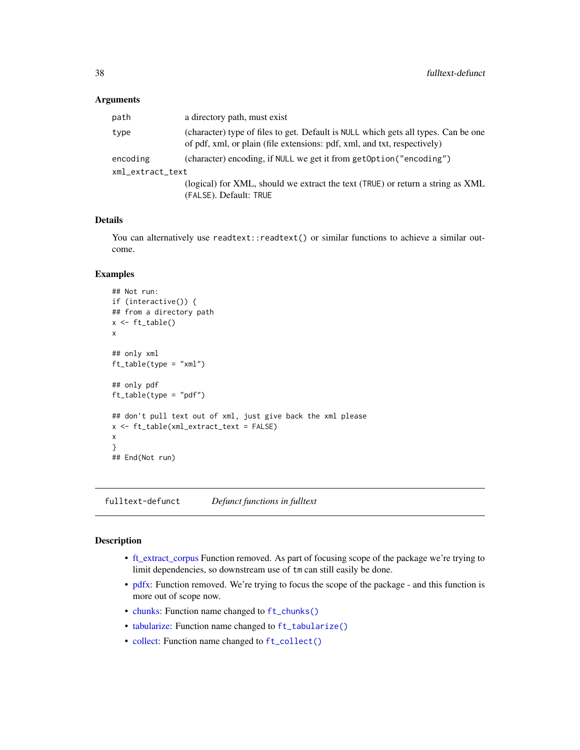### Arguments

| | |
|---|---|
| `path` | a directory path, must exist |
| `type` | (character) type of files to get. Default is `NULL` which gets all types. Can be one of pdf, xml, or plain (file extensions: pdf, xml, and txt, respectively) |
| `encoding` | (character) encoding, if `NULL` we get it from `getOption("encoding")` |
| `xml_extract_text` | (logical) for XML, should we extract the text (`TRUE`) or return a string as XML (`FALSE`). Default: `TRUE` |

### Details

You can alternatively use `readtext::readtext()` or similar functions to achieve a similar outcome.

### Examples

```
## Not run:
if (interactive()) {
## from a directory path
x <- ft_table()
x

## only xml
ft_table(type = "xml")

## only pdf
ft_table(type = "pdf")

## don't pull text out of xml, just give back the xml please
x <- ft_table(xml_extract_text = FALSE)
x
}
## End(Not run)
```

---

## fulltext-defunct &nbsp;&nbsp;&nbsp; *Defunct functions in fulltext*

### Description

- ft_extract_corpus Function removed. As part of focusing scope of the package we're trying to limit dependencies, so downstream use of `tm` can still easily be done.
- pdfx: Function removed. We're trying to focus the scope of the package - and this function is more out of scope now.
- chunks: Function name changed to `ft_chunks()`
- tabularize: Function name changed to `ft_tabularize()`
- collect: Function name changed to `ft_collect()`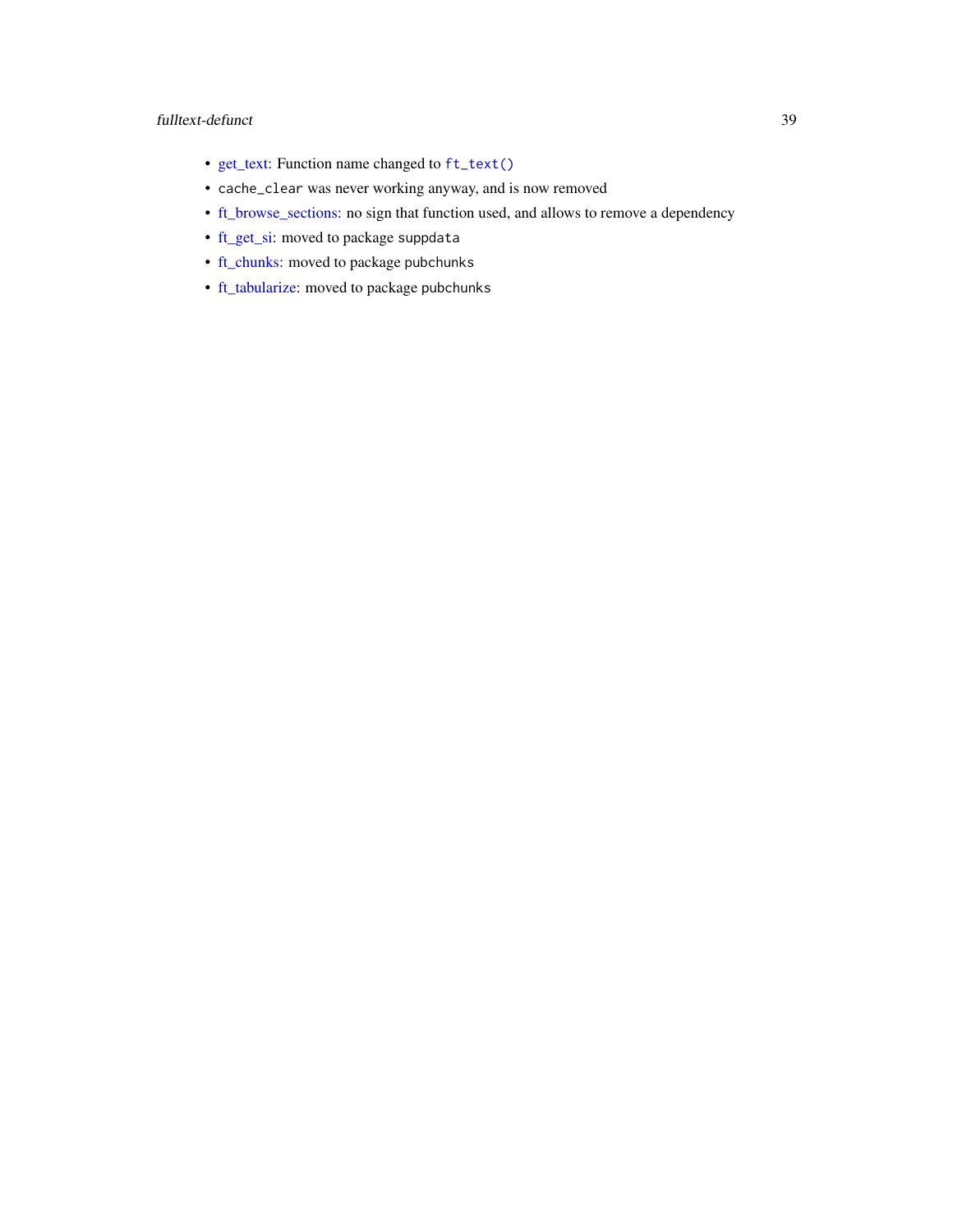- get_text: Function name changed to `ft_text()`
- `cache_clear` was never working anyway, and is now removed
- ft_browse_sections: no sign that function used, and allows to remove a dependency
- ft_get_si: moved to package `suppdata`
- ft_chunks: moved to package `pubchunks`
- ft_tabularize: moved to package `pubchunks`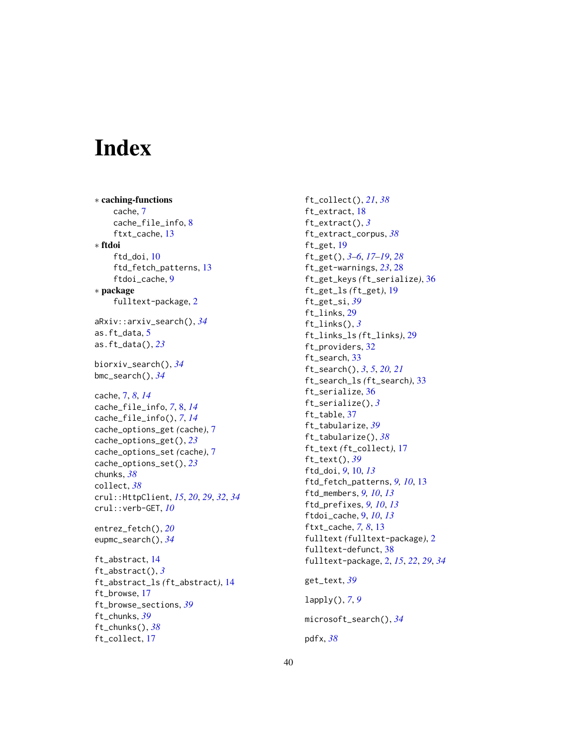# Index

∗ **caching-functions**
  cache, 7
  cache_file_info, 8
  ftxt_cache, 13

∗ **ftdoi**
  ftd_doi, 10
  ftd_fetch_patterns, 13
  ftdoi_cache, 9

∗ **package**
  fulltext-package, 2

aRxiv::arxiv_search(), *34*
as.ft_data, 5
as.ft_data(), *23*

biorxiv_search(), *34*
bmc_search(), *34*

cache, 7, *8*, *14*
cache_file_info, *7*, 8, *14*
cache_file_info(), *7*, *14*
cache_options_get *(cache)*, 7
cache_options_get(), *23*
cache_options_set *(cache)*, 7
cache_options_set(), *23*
chunks, *38*
collect, *38*
crul::HttpClient, *15*, *20*, *29*, *32*, *34*
crul::verb-GET, *10*

entrez_fetch(), *20*
eupmc_search(), *34*

ft_abstract, 14
ft_abstract(), *3*
ft_abstract_ls *(ft_abstract)*, 14
ft_browse, 17
ft_browse_sections, *39*
ft_chunks, *39*
ft_chunks(), *38*
ft_collect, 17
ft_collect(), *21*, *38*
ft_extract, 18
ft_extract(), *3*
ft_extract_corpus, *38*
ft_get, 19
ft_get(), *3–6*, *17–19*, *28*
ft_get-warnings, *23*, 28
ft_get_keys *(ft_serialize)*, 36
ft_get_ls *(ft_get)*, 19
ft_get_si, *39*
ft_links, 29
ft_links(), *3*
ft_links_ls *(ft_links)*, 29
ft_providers, 32
ft_search, 33
ft_search(), *3*, *5*, *20*, *21*
ft_search_ls *(ft_search)*, 33
ft_serialize, 36
ft_serialize(), *3*
ft_table, 37
ft_tabularize, *39*
ft_tabularize(), *38*
ft_text *(ft_collect)*, 17
ft_text(), *39*
ftd_doi, *9*, 10, *13*
ftd_fetch_patterns, *9*, *10*, 13
ftd_members, *9*, *10*, *13*
ftd_prefixes, *9*, *10*, *13*
ftdoi_cache, 9, *10*, *13*
ftxt_cache, *7*, *8*, 13
fulltext *(fulltext-package)*, 2
fulltext-defunct, 38
fulltext-package, 2, *15*, *22*, *29*, *34*

get_text, *39*

lapply(), *7*, *9*

microsoft_search(), *34*

pdfx, *38*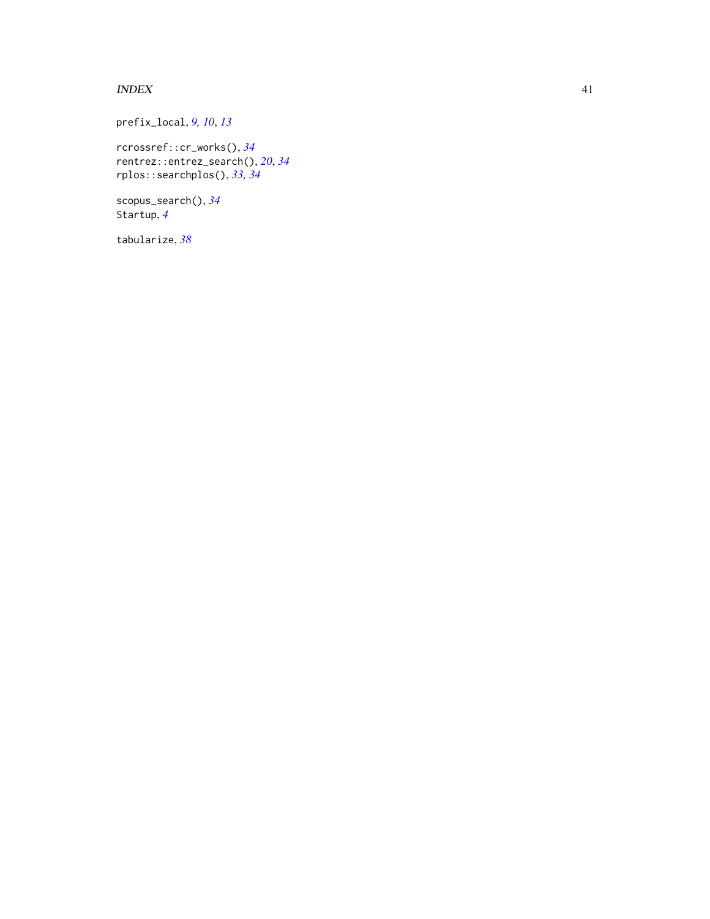prefix_local, *9, 10*, *13*

rcrossref::cr_works(), *34*
rentrez::entrez_search(), *20*, *34*
rplos::searchplos(), *33, 34*

scopus_search(), *34*
Startup, *4*

tabularize, *38*